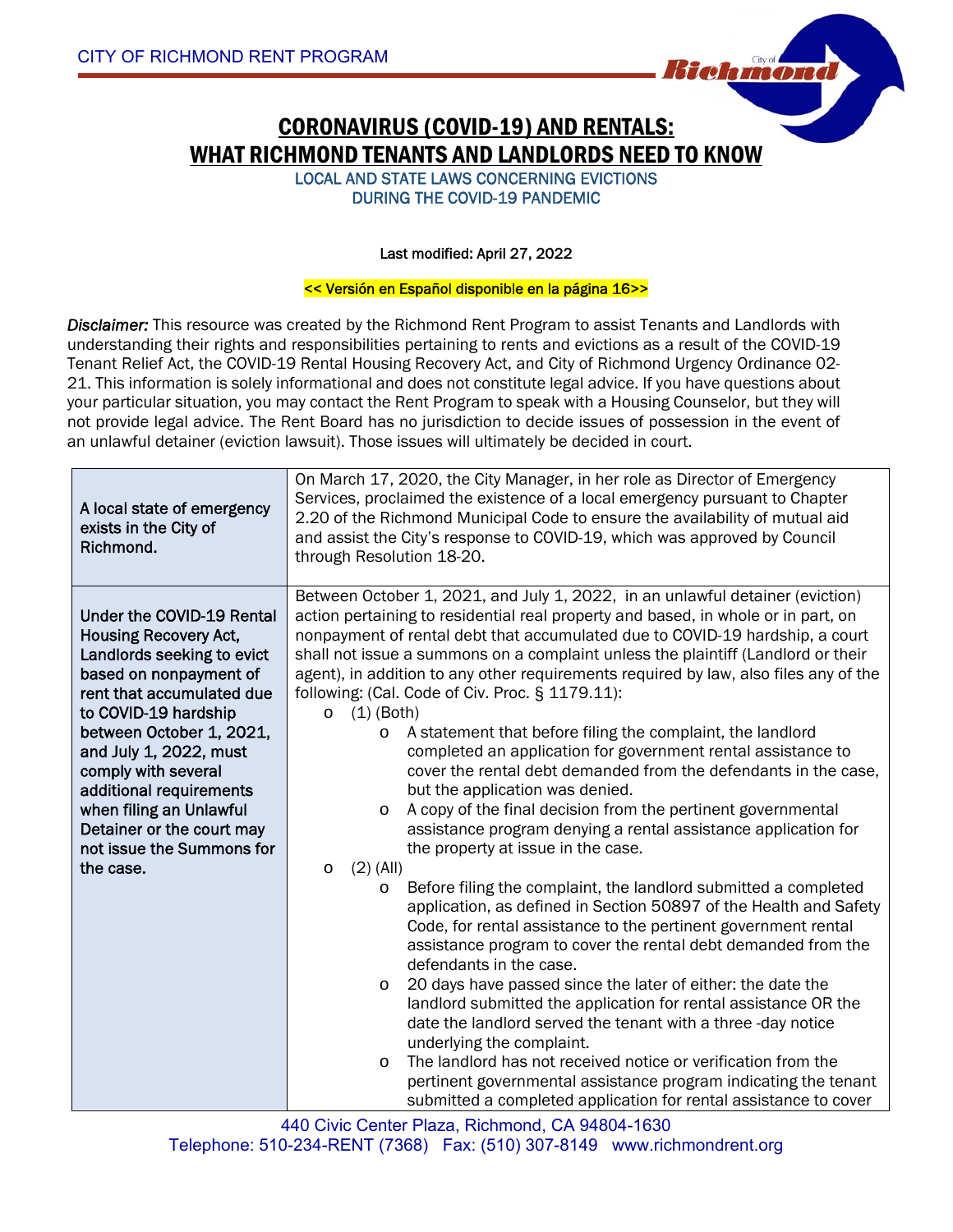CITY OF RICHMOND RENT PROGRAM

# CORONAVIRUS (COVID-19) AND RENTALS: WHAT RICHMOND TENANTS AND LANDLORDS NEED TO KNOW

LOCAL AND STATE LAWS CONCERNING EVICTIONS DURING THE COVID-19 PANDEMIC

Last modified: April 27, 2022

<< Versión en Español disponible en la página 16>>

*Disclaimer:* This resource was created by the Richmond Rent Program to assist Tenants and Landlords with understanding their rights and responsibilities pertaining to rents and evictions as a result of the COVID-19 Tenant Relief Act, the COVID-19 Rental Housing Recovery Act, and City of Richmond Urgency Ordinance 02-21. This information is solely informational and does not constitute legal advice. If you have questions about your particular situation, you may contact the Rent Program to speak with a Housing Counselor, but they will not provide legal advice. The Rent Board has no jurisdiction to decide issues of possession in the event of an unlawful detainer (eviction lawsuit). Those issues will ultimately be decided in court.

| | |
|---|---|
| **A local state of emergency exists in the City of Richmond.** | On March 17, 2020, the City Manager, in her role as Director of Emergency Services, proclaimed the existence of a local emergency pursuant to Chapter 2.20 of the Richmond Municipal Code to ensure the availability of mutual aid and assist the City's response to COVID-19, which was approved by Council through Resolution 18-20. |
| **Under the COVID-19 Rental Housing Recovery Act, Landlords seeking to evict based on nonpayment of rent that accumulated due to COVID-19 hardship between October 1, 2021, and July 1, 2022, must comply with several additional requirements when filing an Unlawful Detainer or the court may not issue the Summons for the case.** | Between October 1, 2021, and July 1, 2022, in an unlawful detainer (eviction) action pertaining to residential real property and based, in whole or in part, on nonpayment of rental debt that accumulated due to COVID-19 hardship, a court shall not issue a summons on a complaint unless the plaintiff (Landlord or their agent), in addition to any other requirements required by law, also files any of the following: (Cal. Code of Civ. Proc. § 1179.11):<br>o (1) (Both)<br>    o A statement that before filing the complaint, the landlord completed an application for government rental assistance to cover the rental debt demanded from the defendants in the case, but the application was denied.<br>    o A copy of the final decision from the pertinent governmental assistance program denying a rental assistance application for the property at issue in the case.<br>o (2) (All)<br>    o Before filing the complaint, the landlord submitted a completed application, as defined in Section 50897 of the Health and Safety Code, for rental assistance to the pertinent government rental assistance program to cover the rental debt demanded from the defendants in the case.<br>    o 20 days have passed since the later of either: the date the landlord submitted the application for rental assistance OR the date the landlord served the tenant with a three -day notice underlying the complaint.<br>    o The landlord has not received notice or verification from the pertinent governmental assistance program indicating the tenant submitted a completed application for rental assistance to cover |

440 Civic Center Plaza, Richmond, CA 94804-1630
Telephone: 510-234-RENT (7368) Fax: (510) 307-8149 www.richmondrent.org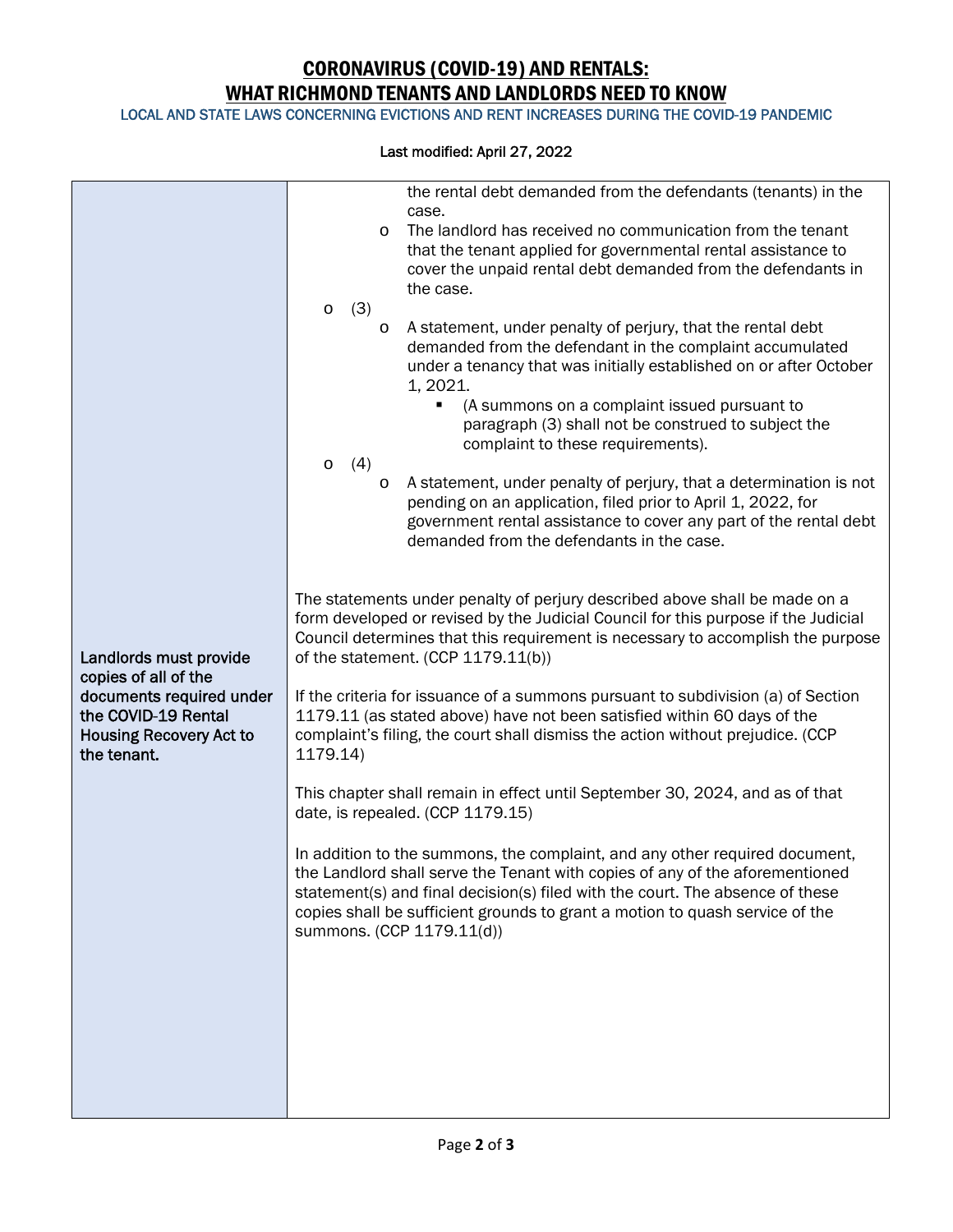| | |
|---|---|
| Landlords must provide copies of all of the documents required under the COVID-19 Rental Housing Recovery Act to the tenant. | the rental debt demanded from the defendants (tenants) in the case.<br>o The landlord has received no communication from the tenant that the tenant applied for governmental rental assistance to cover the unpaid rental debt demanded from the defendants in the case.<br>o (3)<br>o A statement, under penalty of perjury, that the rental debt demanded from the defendant in the complaint accumulated under a tenancy that was initially established on or after October 1, 2021.<br>▪ (A summons on a complaint issued pursuant to paragraph (3) shall not be construed to subject the complaint to these requirements).<br>o (4)<br>o A statement, under penalty of perjury, that a determination is not pending on an application, filed prior to April 1, 2022, for government rental assistance to cover any part of the rental debt demanded from the defendants in the case.<br><br>The statements under penalty of perjury described above shall be made on a form developed or revised by the Judicial Council for this purpose if the Judicial Council determines that this requirement is necessary to accomplish the purpose of the statement. (CCP 1179.11(b))<br><br>If the criteria for issuance of a summons pursuant to subdivision (a) of Section 1179.11 (as stated above) have not been satisfied within 60 days of the complaint's filing, the court shall dismiss the action without prejudice. (CCP 1179.14)<br><br>This chapter shall remain in effect until September 30, 2024, and as of that date, is repealed. (CCP 1179.15)<br><br>In addition to the summons, the complaint, and any other required document, the Landlord shall serve the Tenant with copies of any of the aforementioned statement(s) and final decision(s) filed with the court. The absence of these copies shall be sufficient grounds to grant a motion to quash service of the summons. (CCP 1179.11(d)) |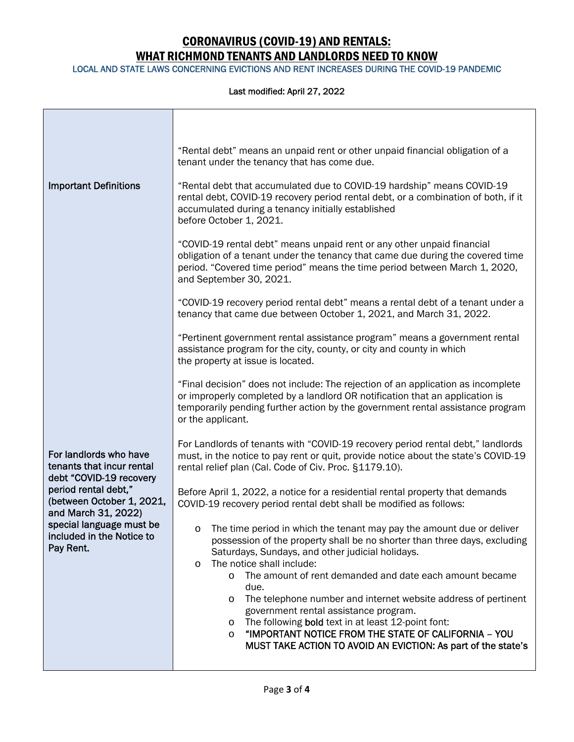# CORONAVIRUS (COVID-19) AND RENTALS: WHAT RICHMOND TENANTS AND LANDLORDS NEED TO KNOW

LOCAL AND STATE LAWS CONCERNING EVICTIONS AND RENT INCREASES DURING THE COVID-19 PANDEMIC

Last modified: April 27, 2022

| | |
|---|---|
| Important Definitions | "Rental debt" means an unpaid rent or other unpaid financial obligation of a tenant under the tenancy that has come due.<br><br>"Rental debt that accumulated due to COVID-19 hardship" means COVID-19 rental debt, COVID-19 recovery period rental debt, or a combination of both, if it accumulated during a tenancy initially established before October 1, 2021.<br><br>"COVID-19 rental debt" means unpaid rent or any other unpaid financial obligation of a tenant under the tenancy that came due during the covered time period. "Covered time period" means the time period between March 1, 2020, and September 30, 2021.<br><br>"COVID-19 recovery period rental debt" means a rental debt of a tenant under a tenancy that came due between October 1, 2021, and March 31, 2022.<br><br>"Pertinent government rental assistance program" means a government rental assistance program for the city, county, or city and county in which the property at issue is located.<br><br>"Final decision" does not include: The rejection of an application as incomplete or improperly completed by a landlord OR notification that an application is temporarily pending further action by the government rental assistance program or the applicant. |
| For landlords who have tenants that incur rental debt "COVID-19 recovery period rental debt," (between October 1, 2021, and March 31, 2022) special language must be included in the Notice to Pay Rent. | For Landlords of tenants with "COVID-19 recovery period rental debt," landlords must, in the notice to pay rent or quit, provide notice about the state's COVID-19 rental relief plan (Cal. Code of Civ. Proc. §1179.10).<br><br>Before April 1, 2022, a notice for a residential rental property that demands COVID-19 recovery period rental debt shall be modified as follows:<br><br>o The time period in which the tenant may pay the amount due or deliver possession of the property shall be no shorter than three days, excluding Saturdays, Sundays, and other judicial holidays.<br>o The notice shall include:<br>&nbsp;&nbsp;&nbsp;&nbsp;o The amount of rent demanded and date each amount became due.<br>&nbsp;&nbsp;&nbsp;&nbsp;o The telephone number and internet website address of pertinent government rental assistance program.<br>&nbsp;&nbsp;&nbsp;&nbsp;o The following **bold** text in at least 12-point font:<br>&nbsp;&nbsp;&nbsp;&nbsp;o **"IMPORTANT NOTICE FROM THE STATE OF CALIFORNIA – YOU MUST TAKE ACTION TO AVOID AN EVICTION: As part of the state's** |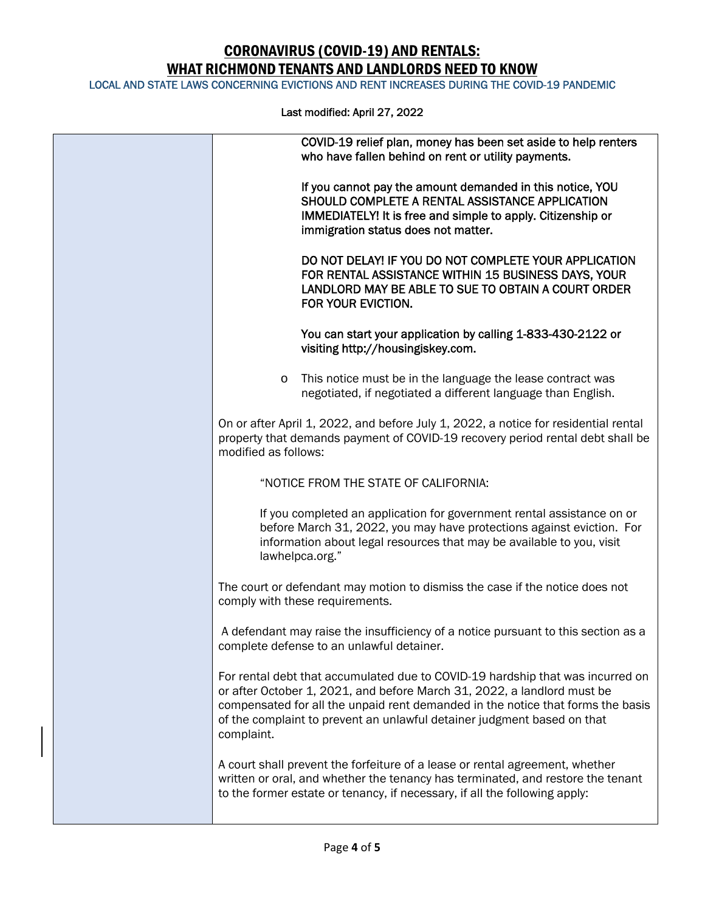| | COVID-19 relief plan, money has been set aside to help renters who have fallen behind on rent or utility payments.<br><br>If you cannot pay the amount demanded in this notice, YOU SHOULD COMPLETE A RENTAL ASSISTANCE APPLICATION IMMEDIATELY! It is free and simple to apply. Citizenship or immigration status does not matter.<br><br>DO NOT DELAY! IF YOU DO NOT COMPLETE YOUR APPLICATION FOR RENTAL ASSISTANCE WITHIN 15 BUSINESS DAYS, YOUR LANDLORD MAY BE ABLE TO SUE TO OBTAIN A COURT ORDER FOR YOUR EVICTION.<br><br>You can start your application by calling 1-833-430-2122 or visiting http://housingiskey.com.<br><br>o This notice must be in the language the lease contract was negotiated, if negotiated a different language than English.<br><br>On or after April 1, 2022, and before July 1, 2022, a notice for residential rental property that demands payment of COVID-19 recovery period rental debt shall be modified as follows:<br><br>"NOTICE FROM THE STATE OF CALIFORNIA:<br><br>If you completed an application for government rental assistance on or before March 31, 2022, you may have protections against eviction. For information about legal resources that may be available to you, visit lawhelpca.org."<br><br>The court or defendant may motion to dismiss the case if the notice does not comply with these requirements.<br><br>A defendant may raise the insufficiency of a notice pursuant to this section as a complete defense to an unlawful detainer.<br><br>For rental debt that accumulated due to COVID-19 hardship that was incurred on or after October 1, 2021, and before March 31, 2022, a landlord must be compensated for all the unpaid rent demanded in the notice that forms the basis of the complaint to prevent an unlawful detainer judgment based on that complaint.<br><br>A court shall prevent the forfeiture of a lease or rental agreement, whether written or oral, and whether the tenancy has terminated, and restore the tenant to the former estate or tenancy, if necessary, if all the following apply: |
|---|---|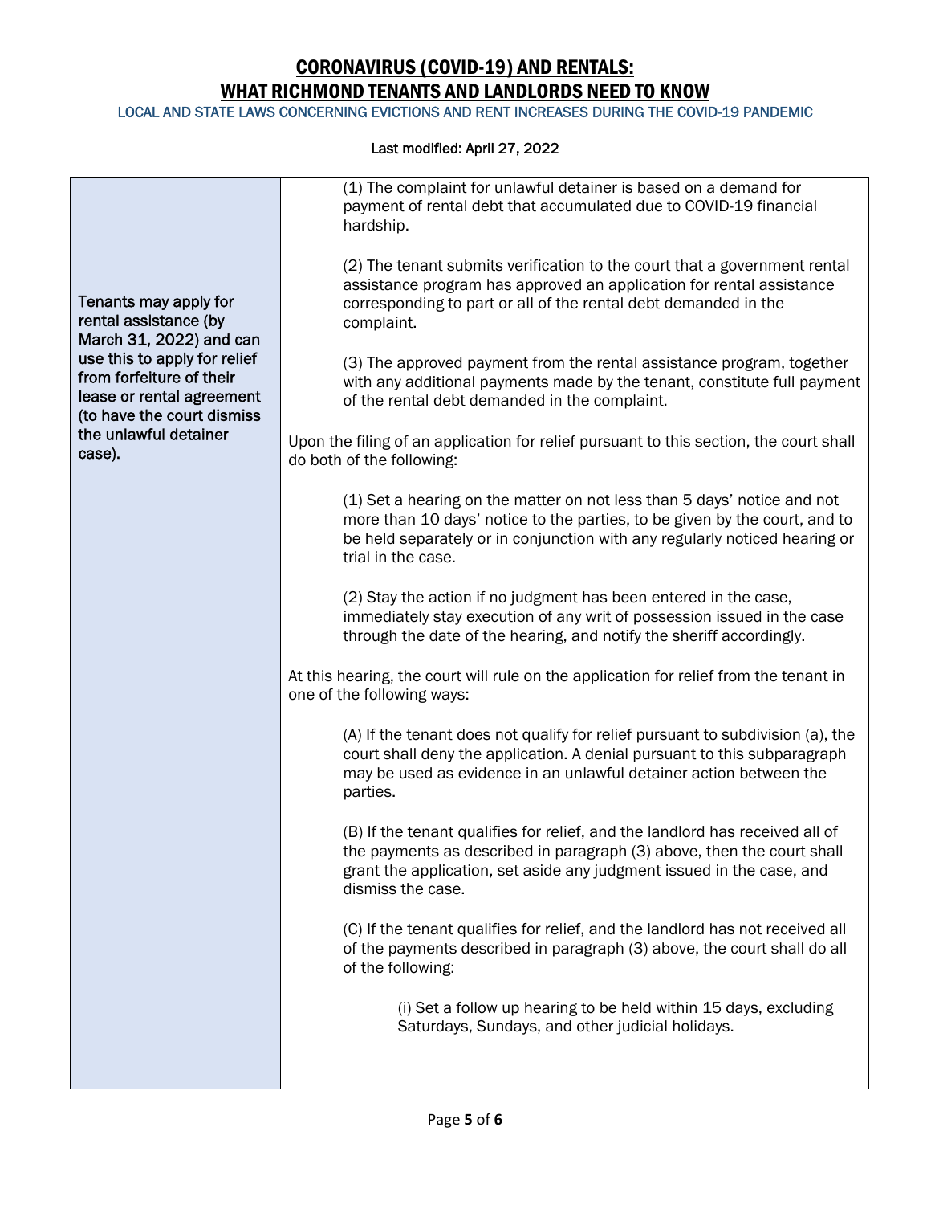# CORONAVIRUS (COVID-19) AND RENTALS: WHAT RICHMOND TENANTS AND LANDLORDS NEED TO KNOW

LOCAL AND STATE LAWS CONCERNING EVICTIONS AND RENT INCREASES DURING THE COVID-19 PANDEMIC

Last modified: April 27, 2022

| | |
|---|---|
| Tenants may apply for rental assistance (by March 31, 2022) and can use this to apply for relief from forfeiture of their lease or rental agreement (to have the court dismiss the unlawful detainer case). | (1) The complaint for unlawful detainer is based on a demand for payment of rental debt that accumulated due to COVID-19 financial hardship.<br><br>(2) The tenant submits verification to the court that a government rental assistance program has approved an application for rental assistance corresponding to part or all of the rental debt demanded in the complaint.<br><br>(3) The approved payment from the rental assistance program, together with any additional payments made by the tenant, constitute full payment of the rental debt demanded in the complaint.<br><br>Upon the filing of an application for relief pursuant to this section, the court shall do both of the following:<br><br>(1) Set a hearing on the matter on not less than 5 days' notice and not more than 10 days' notice to the parties, to be given by the court, and to be held separately or in conjunction with any regularly noticed hearing or trial in the case.<br><br>(2) Stay the action if no judgment has been entered in the case, immediately stay execution of any writ of possession issued in the case through the date of the hearing, and notify the sheriff accordingly.<br><br>At this hearing, the court will rule on the application for relief from the tenant in one of the following ways:<br><br>(A) If the tenant does not qualify for relief pursuant to subdivision (a), the court shall deny the application. A denial pursuant to this subparagraph may be used as evidence in an unlawful detainer action between the parties.<br><br>(B) If the tenant qualifies for relief, and the landlord has received all of the payments as described in paragraph (3) above, then the court shall grant the application, set aside any judgment issued in the case, and dismiss the case.<br><br>(C) If the tenant qualifies for relief, and the landlord has not received all of the payments described in paragraph (3) above, the court shall do all of the following:<br><br>(i) Set a follow up hearing to be held within 15 days, excluding Saturdays, Sundays, and other judicial holidays. |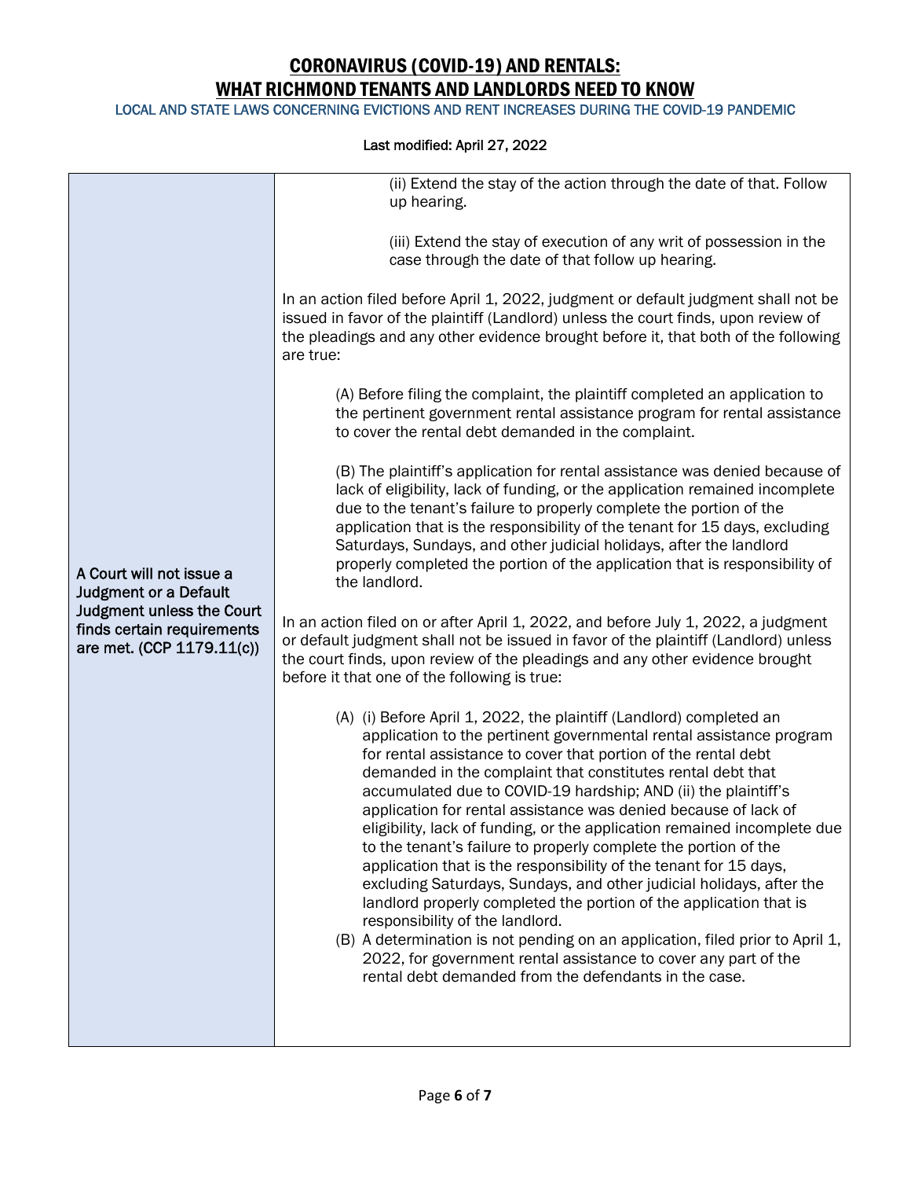| A Court will not issue a Judgment or a Default Judgment unless the Court finds certain requirements are met. (CCP 1179.11(c)) | (ii) Extend the stay of the action through the date of that. Follow up hearing.<br><br>(iii) Extend the stay of execution of any writ of possession in the case through the date of that follow up hearing.<br><br>In an action filed before April 1, 2022, judgment or default judgment shall not be issued in favor of the plaintiff (Landlord) unless the court finds, upon review of the pleadings and any other evidence brought before it, that both of the following are true:<br><br>(A) Before filing the complaint, the plaintiff completed an application to the pertinent government rental assistance program for rental assistance to cover the rental debt demanded in the complaint.<br><br>(B) The plaintiff's application for rental assistance was denied because of lack of eligibility, lack of funding, or the application remained incomplete due to the tenant's failure to properly complete the portion of the application that is the responsibility of the tenant for 15 days, excluding Saturdays, Sundays, and other judicial holidays, after the landlord properly completed the portion of the application that is responsibility of the landlord.<br><br>In an action filed on or after April 1, 2022, and before July 1, 2022, a judgment or default judgment shall not be issued in favor of the plaintiff (Landlord) unless the court finds, upon review of the pleadings and any other evidence brought before it that one of the following is true:<br><br>(A) (i) Before April 1, 2022, the plaintiff (Landlord) completed an application to the pertinent governmental rental assistance program for rental assistance to cover that portion of the rental debt demanded in the complaint that constitutes rental debt that accumulated due to COVID-19 hardship; AND (ii) the plaintiff's application for rental assistance was denied because of lack of eligibility, lack of funding, or the application remained incomplete due to the tenant's failure to properly complete the portion of the application that is the responsibility of the tenant for 15 days, excluding Saturdays, Sundays, and other judicial holidays, after the landlord properly completed the portion of the application that is responsibility of the landlord.<br>(B) A determination is not pending on an application, filed prior to April 1, 2022, for government rental assistance to cover any part of the rental debt demanded from the defendants in the case. |
|---|---|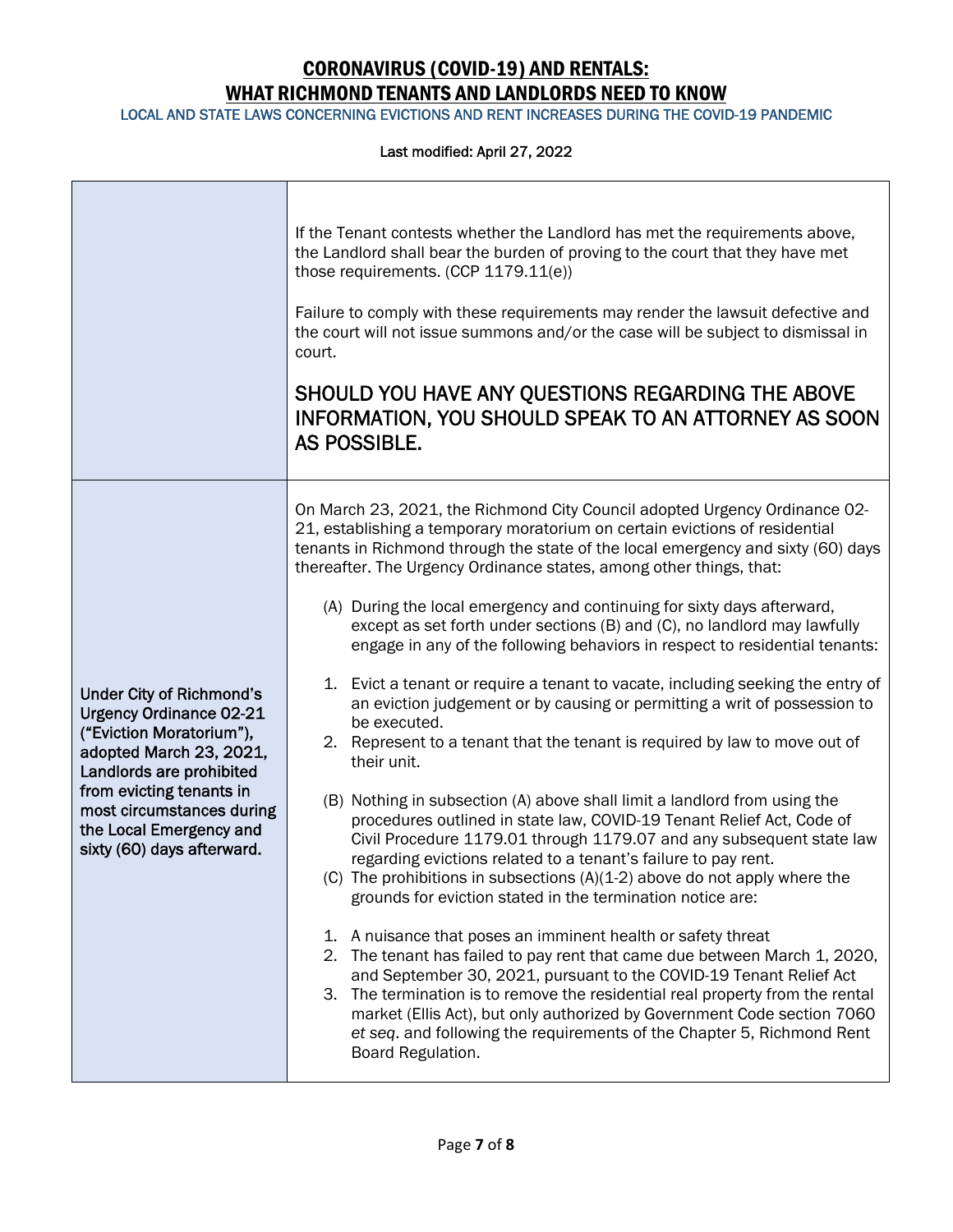| | |
|---|---|
| | If the Tenant contests whether the Landlord has met the requirements above, the Landlord shall bear the burden of proving to the court that they have met those requirements. (CCP 1179.11(e))<br><br>Failure to comply with these requirements may render the lawsuit defective and the court will not issue summons and/or the case will be subject to dismissal in court.<br><br>SHOULD YOU HAVE ANY QUESTIONS REGARDING THE ABOVE INFORMATION, YOU SHOULD SPEAK TO AN ATTORNEY AS SOON AS POSSIBLE. |
| Under City of Richmond's Urgency Ordinance 02-21 ("Eviction Moratorium"), adopted March 23, 2021, Landlords are prohibited from evicting tenants in most circumstances during the Local Emergency and sixty (60) days afterward. | On March 23, 2021, the Richmond City Council adopted Urgency Ordinance 02-21, establishing a temporary moratorium on certain evictions of residential tenants in Richmond through the state of the local emergency and sixty (60) days thereafter. The Urgency Ordinance states, among other things, that:<br><br>(A) During the local emergency and continuing for sixty days afterward, except as set forth under sections (B) and (C), no landlord may lawfully engage in any of the following behaviors in respect to residential tenants:<br><br>1. Evict a tenant or require a tenant to vacate, including seeking the entry of an eviction judgement or by causing or permitting a writ of possession to be executed.<br>2. Represent to a tenant that the tenant is required by law to move out of their unit.<br><br>(B) Nothing in subsection (A) above shall limit a landlord from using the procedures outlined in state law, COVID-19 Tenant Relief Act, Code of Civil Procedure 1179.01 through 1179.07 and any subsequent state law regarding evictions related to a tenant's failure to pay rent.<br>(C) The prohibitions in subsections (A)(1-2) above do not apply where the grounds for eviction stated in the termination notice are:<br><br>1. A nuisance that poses an imminent health or safety threat<br>2. The tenant has failed to pay rent that came due between March 1, 2020, and September 30, 2021, pursuant to the COVID-19 Tenant Relief Act<br>3. The termination is to remove the residential real property from the rental market (Ellis Act), but only authorized by Government Code section 7060 *et seq*. and following the requirements of the Chapter 5, Richmond Rent Board Regulation. |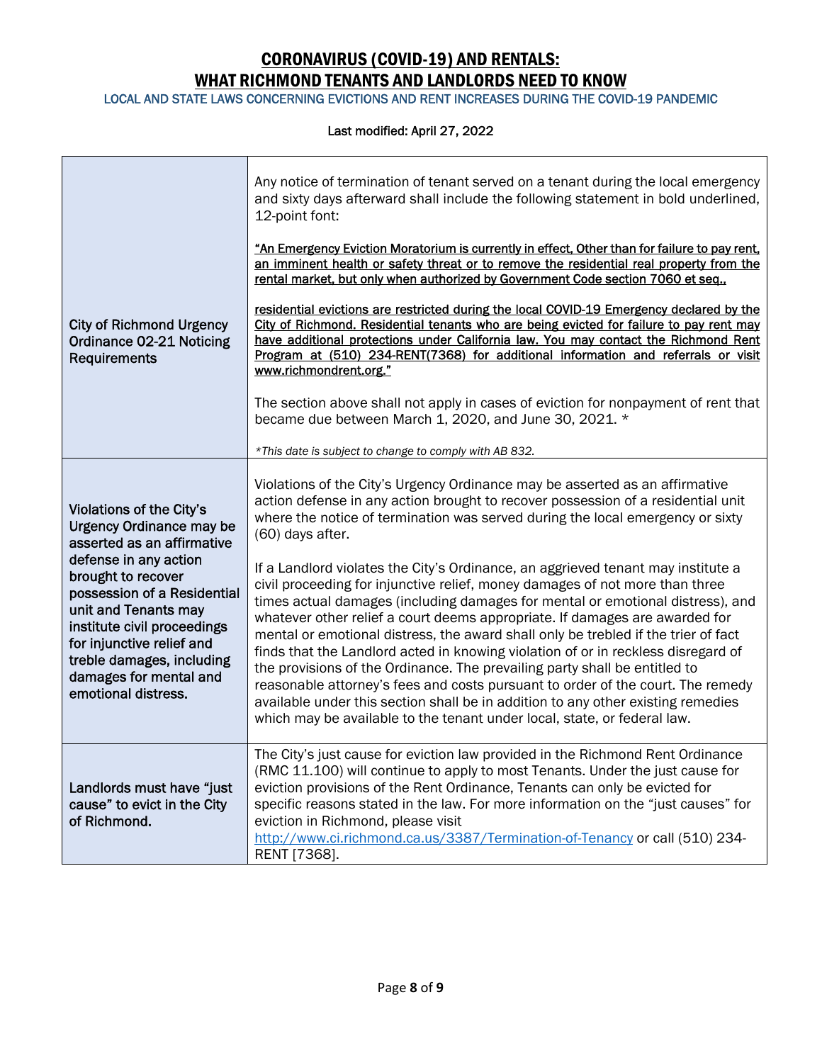# CORONAVIRUS (COVID-19) AND RENTALS: WHAT RICHMOND TENANTS AND LANDLORDS NEED TO KNOW

LOCAL AND STATE LAWS CONCERNING EVICTIONS AND RENT INCREASES DURING THE COVID-19 PANDEMIC

Last modified: April 27, 2022

| | |
|---|---|
| City of Richmond Urgency Ordinance 02-21 Noticing Requirements | Any notice of termination of tenant served on a tenant during the local emergency and sixty days afterward shall include the following statement in bold underlined, 12-point font:<br><br>**<u>"An Emergency Eviction Moratorium is currently in effect. Other than for failure to pay rent, an imminent health or safety threat or to remove the residential real property from the rental market, but only when authorized by Government Code section 7060 et seq.,</u>**<br><br>**<u>residential evictions are restricted during the local COVID-19 Emergency declared by the City of Richmond. Residential tenants who are being evicted for failure to pay rent may have additional protections under California law. You may contact the Richmond Rent Program at (510) 234-RENT(7368) for additional information and referrals or visit www.richmondrent.org."</u>**<br><br>The section above shall not apply in cases of eviction for nonpayment of rent that became due between March 1, 2020, and June 30, 2021. *<br><br>*\*This date is subject to change to comply with AB 832.* |
| **Violations of the City's Urgency Ordinance may be asserted as an affirmative defense in any action brought to recover possession of a Residential unit and Tenants may institute civil proceedings for injunctive relief and treble damages, including damages for mental and emotional distress.** | Violations of the City's Urgency Ordinance may be asserted as an affirmative action defense in any action brought to recover possession of a residential unit where the notice of termination was served during the local emergency or sixty (60) days after.<br><br>If a Landlord violates the City's Ordinance, an aggrieved tenant may institute a civil proceeding for injunctive relief, money damages of not more than three times actual damages (including damages for mental or emotional distress), and whatever other relief a court deems appropriate. If damages are awarded for mental or emotional distress, the award shall only be trebled if the trier of fact finds that the Landlord acted in knowing violation of or in reckless disregard of the provisions of the Ordinance. The prevailing party shall be entitled to reasonable attorney's fees and costs pursuant to order of the court. The remedy available under this section shall be in addition to any other existing remedies which may be available to the tenant under local, state, or federal law. |
| Landlords must have "just cause" to evict in the City of Richmond. | The City's just cause for eviction law provided in the Richmond Rent Ordinance (RMC 11.100) will continue to apply to most Tenants. Under the just cause for eviction provisions of the Rent Ordinance, Tenants can only be evicted for specific reasons stated in the law. For more information on the "just causes" for eviction in Richmond, please visit http://www.ci.richmond.ca.us/3387/Termination-of-Tenancy or call (510) 234-RENT [7368]. |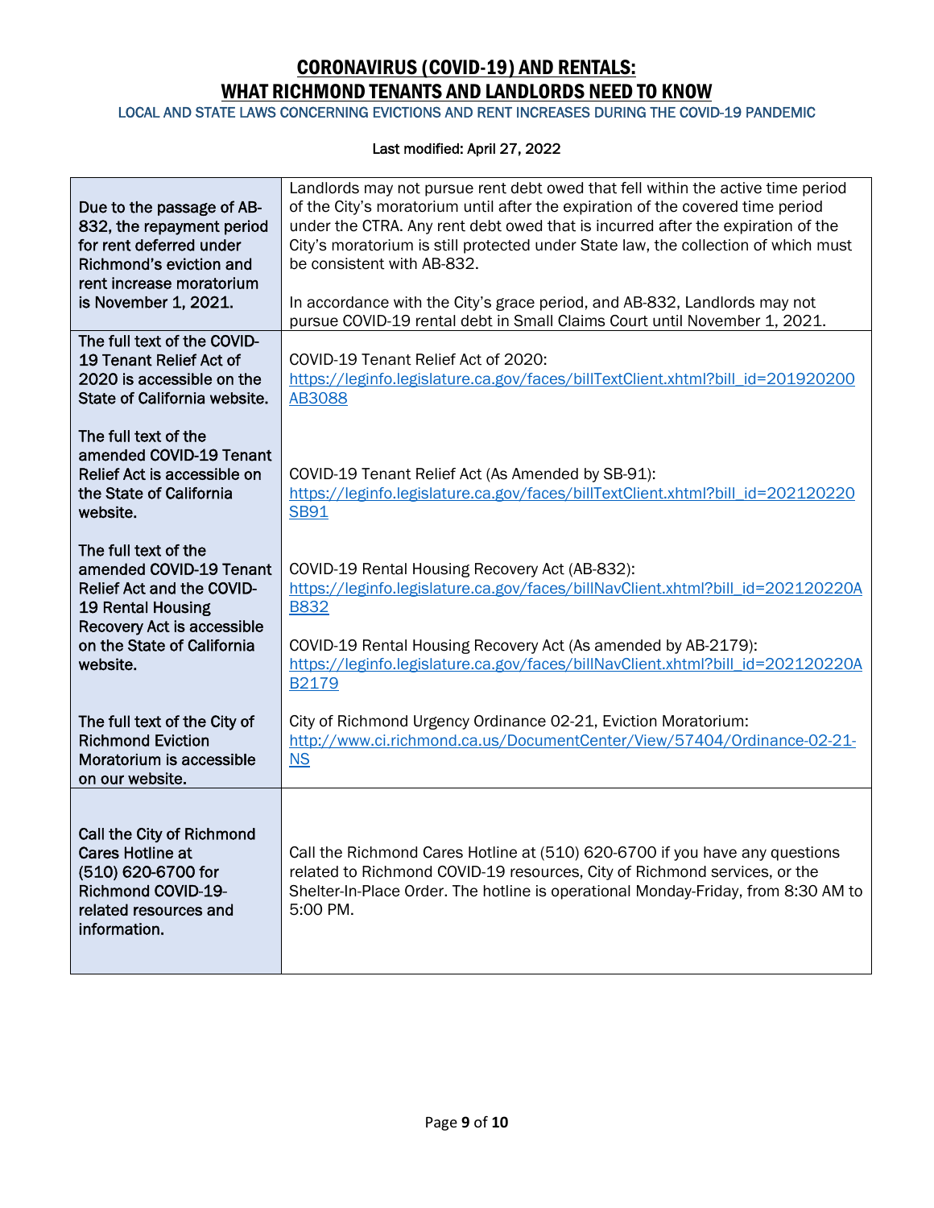## CORONAVIRUS (COVID-19) AND RENTALS: WHAT RICHMOND TENANTS AND LANDLORDS NEED TO KNOW

LOCAL AND STATE LAWS CONCERNING EVICTIONS AND RENT INCREASES DURING THE COVID-19 PANDEMIC

Last modified: April 27, 2022

| | |
|---|---|
| **Due to the passage of AB-832, the repayment period for rent deferred under Richmond's eviction and rent increase moratorium is November 1, 2021.** | Landlords may not pursue rent debt owed that fell within the active time period of the City's moratorium until after the expiration of the covered time period under the CTRA. Any rent debt owed that is incurred after the expiration of the City's moratorium is still protected under State law, the collection of which must be consistent with AB-832.<br><br>In accordance with the City's grace period, and AB-832, Landlords may not pursue COVID-19 rental debt in Small Claims Court until November 1, 2021. |
| **The full text of the COVID-19 Tenant Relief Act of 2020 is accessible on the State of California website.**<br><br>**The full text of the amended COVID-19 Tenant Relief Act is accessible on the State of California website.**<br><br>**The full text of the amended COVID-19 Tenant Relief Act and the COVID-19 Rental Housing Recovery Act is accessible on the State of California website.**<br><br>**The full text of the City of Richmond Eviction Moratorium is accessible on our website.** | COVID-19 Tenant Relief Act of 2020: https://leginfo.legislature.ca.gov/faces/billTextClient.xhtml?bill_id=201920200AB3088<br><br>COVID-19 Tenant Relief Act (As Amended by SB-91): https://leginfo.legislature.ca.gov/faces/billTextClient.xhtml?bill_id=202120220SB91<br><br>COVID-19 Rental Housing Recovery Act (AB-832): https://leginfo.legislature.ca.gov/faces/billNavClient.xhtml?bill_id=202120220AB832<br><br>COVID-19 Rental Housing Recovery Act (As amended by AB-2179): https://leginfo.legislature.ca.gov/faces/billNavClient.xhtml?bill_id=202120220AB2179<br><br>City of Richmond Urgency Ordinance 02-21, Eviction Moratorium: http://www.ci.richmond.ca.us/DocumentCenter/View/57404/Ordinance-02-21-NS |
| **Call the City of Richmond Cares Hotline at (510) 620-6700 for Richmond COVID-19-related resources and information.** | Call the Richmond Cares Hotline at (510) 620-6700 if you have any questions related to Richmond COVID-19 resources, City of Richmond services, or the Shelter-In-Place Order. The hotline is operational Monday-Friday, from 8:30 AM to 5:00 PM. |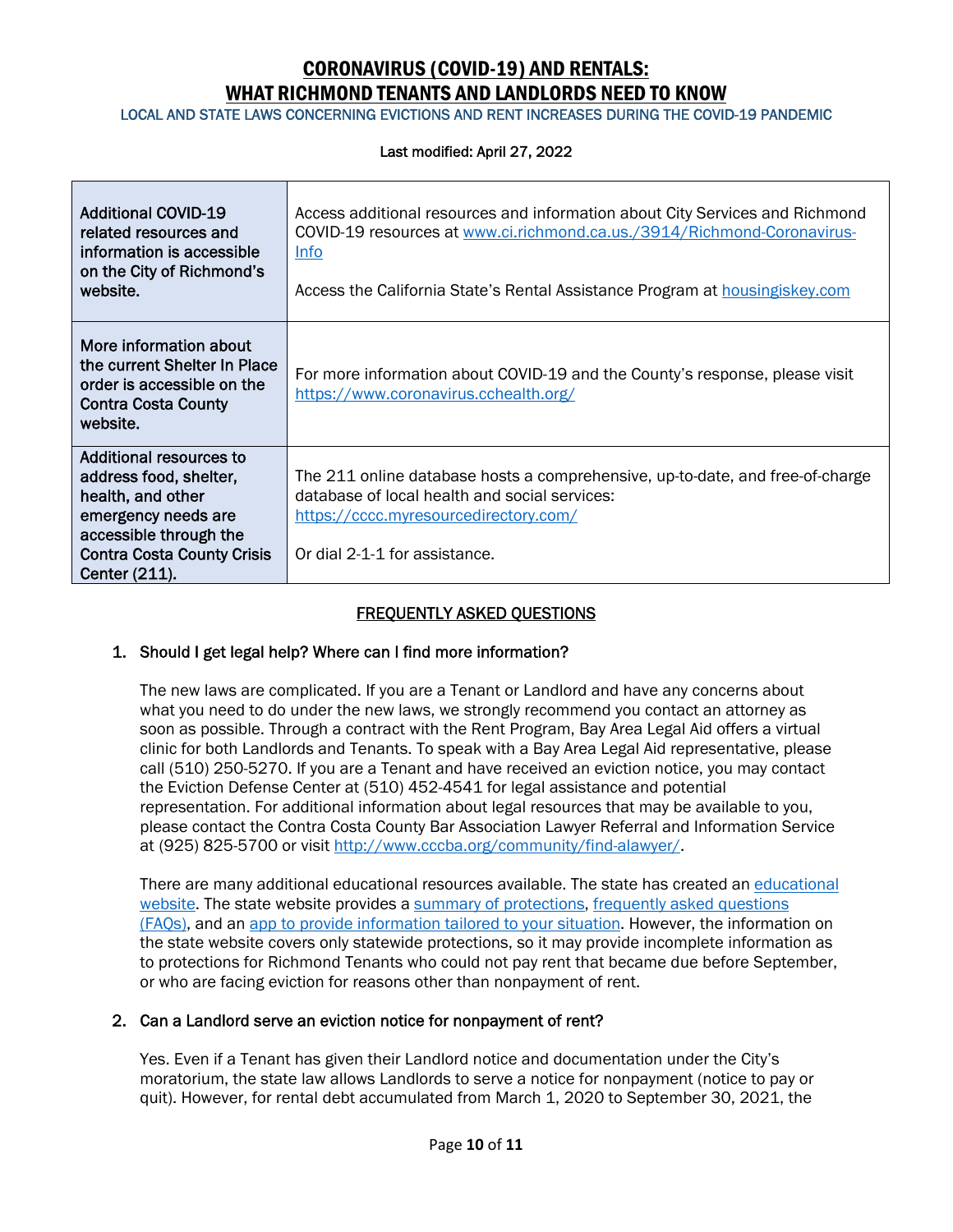# CORONAVIRUS (COVID-19) AND RENTALS: WHAT RICHMOND TENANTS AND LANDLORDS NEED TO KNOW

LOCAL AND STATE LAWS CONCERNING EVICTIONS AND RENT INCREASES DURING THE COVID-19 PANDEMIC

Last modified: April 27, 2022

| | |
|---|---|
| Additional COVID-19 related resources and information is accessible on the City of Richmond's website. | Access additional resources and information about City Services and Richmond COVID-19 resources at [www.ci.richmond.ca.us./3914/Richmond-Coronavirus-Info](www.ci.richmond.ca.us./3914/Richmond-Coronavirus-Info)<br><br>Access the California State's Rental Assistance Program at [housingiskey.com](housingiskey.com) |
| More information about the current Shelter In Place order is accessible on the Contra Costa County website. | For more information about COVID-19 and the County's response, please visit [https://www.coronavirus.cchealth.org/](https://www.coronavirus.cchealth.org/) |
| Additional resources to address food, shelter, health, and other emergency needs are accessible through the Contra Costa County Crisis Center (211). | The 211 online database hosts a comprehensive, up-to-date, and free-of-charge database of local health and social services: [https://cccc.myresourcedirectory.com/](https://cccc.myresourcedirectory.com/)<br><br>Or dial 2-1-1 for assistance. |

## FREQUENTLY ASKED QUESTIONS

1. **Should I get legal help? Where can I find more information?**

   The new laws are complicated. If you are a Tenant or Landlord and have any concerns about what you need to do under the new laws, we strongly recommend you contact an attorney as soon as possible. Through a contract with the Rent Program, Bay Area Legal Aid offers a virtual clinic for both Landlords and Tenants. To speak with a Bay Area Legal Aid representative, please call (510) 250-5270. If you are a Tenant and have received an eviction notice, you may contact the Eviction Defense Center at (510) 452-4541 for legal assistance and potential representation. For additional information about legal resources that may be available to you, please contact the Contra Costa County Bar Association Lawyer Referral and Information Service at (925) 825-5700 or visit [http://www.cccba.org/community/find-alawyer/](http://www.cccba.org/community/find-alawyer/).

   There are many additional educational resources available. The state has created an educational website. The state website provides a summary of protections, frequently asked questions (FAQs), and an app to provide information tailored to your situation. However, the information on the state website covers only statewide protections, so it may provide incomplete information as to protections for Richmond Tenants who could not pay rent that became due before September, or who are facing eviction for reasons other than nonpayment of rent.

2. **Can a Landlord serve an eviction notice for nonpayment of rent?**

   Yes. Even if a Tenant has given their Landlord notice and documentation under the City's moratorium, the state law allows Landlords to serve a notice for nonpayment (notice to pay or quit). However, for rental debt accumulated from March 1, 2020 to September 30, 2021, the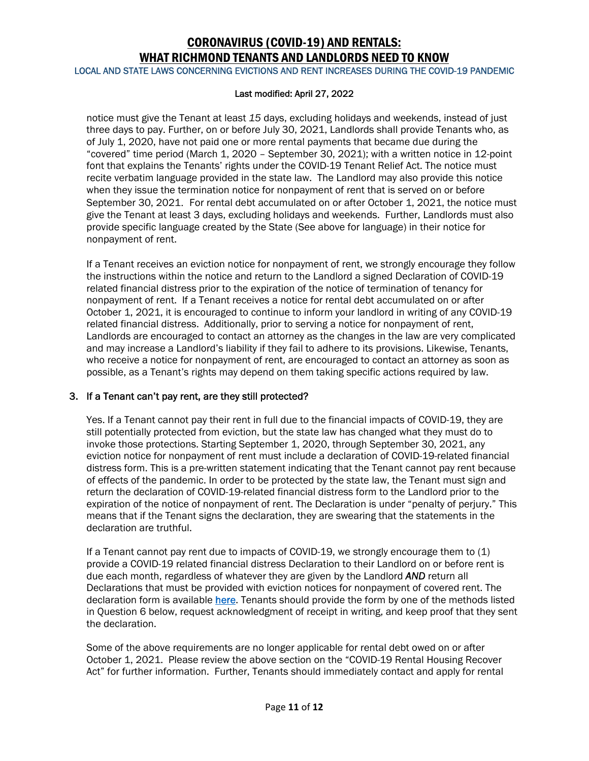notice must give the Tenant at least *15* days, excluding holidays and weekends, instead of just three days to pay. Further, on or before July 30, 2021, Landlords shall provide Tenants who, as of July 1, 2020, have not paid one or more rental payments that became due during the "covered" time period (March 1, 2020 – September 30, 2021); with a written notice in 12-point font that explains the Tenants' rights under the COVID-19 Tenant Relief Act. The notice must recite verbatim language provided in the state law. The Landlord may also provide this notice when they issue the termination notice for nonpayment of rent that is served on or before September 30, 2021. For rental debt accumulated on or after October 1, 2021, the notice must give the Tenant at least 3 days, excluding holidays and weekends. Further, Landlords must also provide specific language created by the State (See above for language) in their notice for nonpayment of rent.

If a Tenant receives an eviction notice for nonpayment of rent, we strongly encourage they follow the instructions within the notice and return to the Landlord a signed Declaration of COVID-19 related financial distress prior to the expiration of the notice of termination of tenancy for nonpayment of rent. If a Tenant receives a notice for rental debt accumulated on or after October 1, 2021, it is encouraged to continue to inform your landlord in writing of any COVID-19 related financial distress. Additionally, prior to serving a notice for nonpayment of rent, Landlords are encouraged to contact an attorney as the changes in the law are very complicated and may increase a Landlord's liability if they fail to adhere to its provisions. Likewise, Tenants, who receive a notice for nonpayment of rent, are encouraged to contact an attorney as soon as possible, as a Tenant's rights may depend on them taking specific actions required by law.

## 3. If a Tenant can't pay rent, are they still protected?

Yes. If a Tenant cannot pay their rent in full due to the financial impacts of COVID-19, they are still potentially protected from eviction, but the state law has changed what they must do to invoke those protections. Starting September 1, 2020, through September 30, 2021, any eviction notice for nonpayment of rent must include a declaration of COVID-19-related financial distress form. This is a pre-written statement indicating that the Tenant cannot pay rent because of effects of the pandemic. In order to be protected by the state law, the Tenant must sign and return the declaration of COVID-19-related financial distress form to the Landlord prior to the expiration of the notice of nonpayment of rent. The Declaration is under "penalty of perjury." This means that if the Tenant signs the declaration, they are swearing that the statements in the declaration are truthful.

If a Tenant cannot pay rent due to impacts of COVID-19, we strongly encourage them to (1) provide a COVID-19 related financial distress Declaration to their Landlord on or before rent is due each month, regardless of whatever they are given by the Landlord ***AND*** return all Declarations that must be provided with eviction notices for nonpayment of covered rent. The declaration form is available **here**. Tenants should provide the form by one of the methods listed in Question 6 below, request acknowledgment of receipt in writing, and keep proof that they sent the declaration.

Some of the above requirements are no longer applicable for rental debt owed on or after October 1, 2021. Please review the above section on the "COVID-19 Rental Housing Recover Act" for further information. Further, Tenants should immediately contact and apply for rental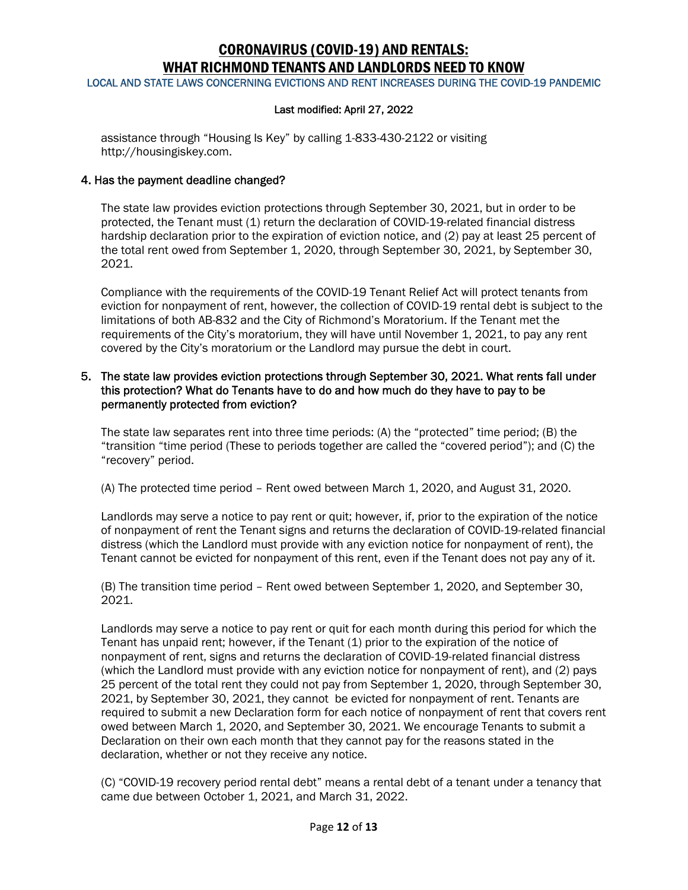assistance through "Housing Is Key" by calling 1-833-430-2122 or visiting http://housingiskey.com.

### 4. Has the payment deadline changed?

The state law provides eviction protections through September 30, 2021, but in order to be protected, the Tenant must (1) return the declaration of COVID-19-related financial distress hardship declaration prior to the expiration of eviction notice, and (2) pay at least 25 percent of the total rent owed from September 1, 2020, through September 30, 2021, by September 30, 2021.

Compliance with the requirements of the COVID-19 Tenant Relief Act will protect tenants from eviction for nonpayment of rent, however, the collection of COVID-19 rental debt is subject to the limitations of both AB-832 and the City of Richmond's Moratorium. If the Tenant met the requirements of the City's moratorium, they will have until November 1, 2021, to pay any rent covered by the City's moratorium or the Landlord may pursue the debt in court.

### 5. The state law provides eviction protections through September 30, 2021. What rents fall under this protection? What do Tenants have to do and how much do they have to pay to be permanently protected from eviction?

The state law separates rent into three time periods: (A) the "protected" time period; (B) the "transition "time period (These to periods together are called the "covered period"); and (C) the "recovery" period.

(A) The protected time period – Rent owed between March 1, 2020, and August 31, 2020.

Landlords may serve a notice to pay rent or quit; however, if, prior to the expiration of the notice of nonpayment of rent the Tenant signs and returns the declaration of COVID-19-related financial distress (which the Landlord must provide with any eviction notice for nonpayment of rent), the Tenant cannot be evicted for nonpayment of this rent, even if the Tenant does not pay any of it.

(B) The transition time period – Rent owed between September 1, 2020, and September 30, 2021.

Landlords may serve a notice to pay rent or quit for each month during this period for which the Tenant has unpaid rent; however, if the Tenant (1) prior to the expiration of the notice of nonpayment of rent, signs and returns the declaration of COVID-19-related financial distress (which the Landlord must provide with any eviction notice for nonpayment of rent), and (2) pays 25 percent of the total rent they could not pay from September 1, 2020, through September 30, 2021, by September 30, 2021, they cannot be evicted for nonpayment of rent. Tenants are required to submit a new Declaration form for each notice of nonpayment of rent that covers rent owed between March 1, 2020, and September 30, 2021. We encourage Tenants to submit a Declaration on their own each month that they cannot pay for the reasons stated in the declaration, whether or not they receive any notice.

(C) "COVID-19 recovery period rental debt" means a rental debt of a tenant under a tenancy that came due between October 1, 2021, and March 31, 2022.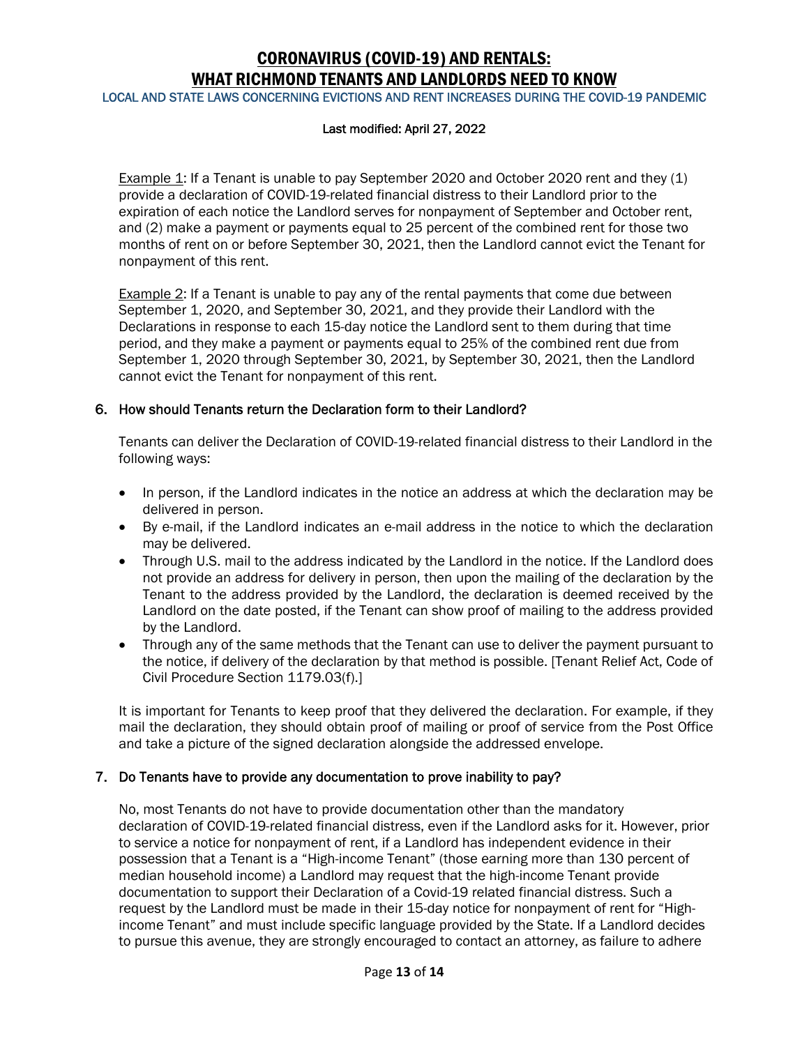<u>Example 1</u>: If a Tenant is unable to pay September 2020 and October 2020 rent and they (1) provide a declaration of COVID-19-related financial distress to their Landlord prior to the expiration of each notice the Landlord serves for nonpayment of September and October rent, and (2) make a payment or payments equal to 25 percent of the combined rent for those two months of rent on or before September 30, 2021, then the Landlord cannot evict the Tenant for nonpayment of this rent.

<u>Example 2</u>: If a Tenant is unable to pay any of the rental payments that come due between September 1, 2020, and September 30, 2021, and they provide their Landlord with the Declarations in response to each 15-day notice the Landlord sent to them during that time period, and they make a payment or payments equal to 25% of the combined rent due from September 1, 2020 through September 30, 2021, by September 30, 2021, then the Landlord cannot evict the Tenant for nonpayment of this rent.

### 6. How should Tenants return the Declaration form to their Landlord?

Tenants can deliver the Declaration of COVID-19-related financial distress to their Landlord in the following ways:

- In person, if the Landlord indicates in the notice an address at which the declaration may be delivered in person.
- By e-mail, if the Landlord indicates an e-mail address in the notice to which the declaration may be delivered.
- Through U.S. mail to the address indicated by the Landlord in the notice. If the Landlord does not provide an address for delivery in person, then upon the mailing of the declaration by the Tenant to the address provided by the Landlord, the declaration is deemed received by the Landlord on the date posted, if the Tenant can show proof of mailing to the address provided by the Landlord.
- Through any of the same methods that the Tenant can use to deliver the payment pursuant to the notice, if delivery of the declaration by that method is possible. [Tenant Relief Act, Code of Civil Procedure Section 1179.03(f).]

It is important for Tenants to keep proof that they delivered the declaration. For example, if they mail the declaration, they should obtain proof of mailing or proof of service from the Post Office and take a picture of the signed declaration alongside the addressed envelope.

### 7. Do Tenants have to provide any documentation to prove inability to pay?

No, most Tenants do not have to provide documentation other than the mandatory declaration of COVID-19-related financial distress, even if the Landlord asks for it. However, prior to service a notice for nonpayment of rent, if a Landlord has independent evidence in their possession that a Tenant is a "High-income Tenant" (those earning more than 130 percent of median household income) a Landlord may request that the high-income Tenant provide documentation to support their Declaration of a Covid-19 related financial distress. Such a request by the Landlord must be made in their 15-day notice for nonpayment of rent for "High-income Tenant" and must include specific language provided by the State. If a Landlord decides to pursue this avenue, they are strongly encouraged to contact an attorney, as failure to adhere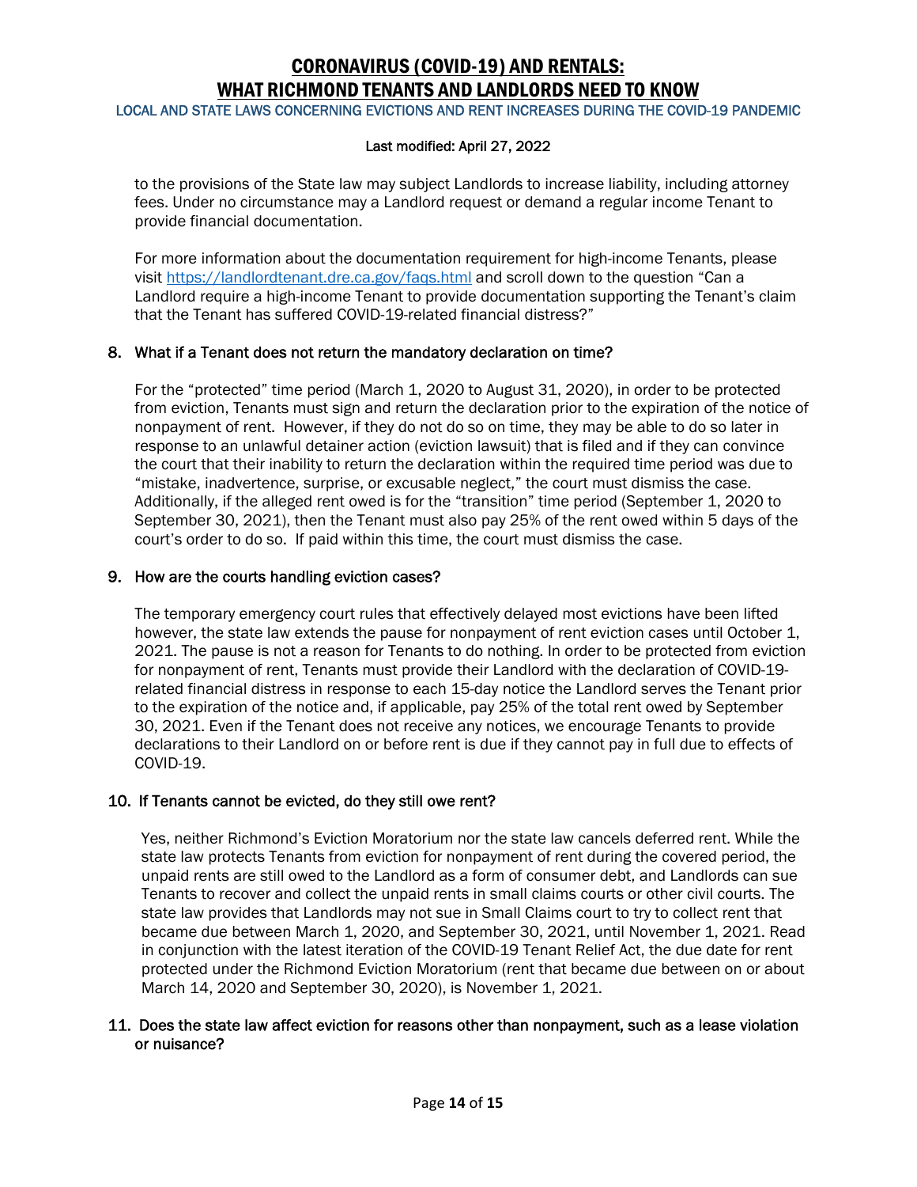to the provisions of the State law may subject Landlords to increase liability, including attorney fees. Under no circumstance may a Landlord request or demand a regular income Tenant to provide financial documentation.

For more information about the documentation requirement for high-income Tenants, please visit https://landlordtenant.dre.ca.gov/faqs.html and scroll down to the question "Can a Landlord require a high-income Tenant to provide documentation supporting the Tenant's claim that the Tenant has suffered COVID-19-related financial distress?"

### 8. What if a Tenant does not return the mandatory declaration on time?

For the "protected" time period (March 1, 2020 to August 31, 2020), in order to be protected from eviction, Tenants must sign and return the declaration prior to the expiration of the notice of nonpayment of rent. However, if they do not do so on time, they may be able to do so later in response to an unlawful detainer action (eviction lawsuit) that is filed and if they can convince the court that their inability to return the declaration within the required time period was due to "mistake, inadvertence, surprise, or excusable neglect," the court must dismiss the case. Additionally, if the alleged rent owed is for the "transition" time period (September 1, 2020 to September 30, 2021), then the Tenant must also pay 25% of the rent owed within 5 days of the court's order to do so. If paid within this time, the court must dismiss the case.

### 9. How are the courts handling eviction cases?

The temporary emergency court rules that effectively delayed most evictions have been lifted however, the state law extends the pause for nonpayment of rent eviction cases until October 1, 2021. The pause is not a reason for Tenants to do nothing. In order to be protected from eviction for nonpayment of rent, Tenants must provide their Landlord with the declaration of COVID-19-related financial distress in response to each 15-day notice the Landlord serves the Tenant prior to the expiration of the notice and, if applicable, pay 25% of the total rent owed by September 30, 2021. Even if the Tenant does not receive any notices, we encourage Tenants to provide declarations to their Landlord on or before rent is due if they cannot pay in full due to effects of COVID-19.

### 10. If Tenants cannot be evicted, do they still owe rent?

Yes, neither Richmond's Eviction Moratorium nor the state law cancels deferred rent. While the state law protects Tenants from eviction for nonpayment of rent during the covered period, the unpaid rents are still owed to the Landlord as a form of consumer debt, and Landlords can sue Tenants to recover and collect the unpaid rents in small claims courts or other civil courts. The state law provides that Landlords may not sue in Small Claims court to try to collect rent that became due between March 1, 2020, and September 30, 2021, until November 1, 2021. Read in conjunction with the latest iteration of the COVID-19 Tenant Relief Act, the due date for rent protected under the Richmond Eviction Moratorium (rent that became due between on or about March 14, 2020 and September 30, 2020), is November 1, 2021.

### 11. Does the state law affect eviction for reasons other than nonpayment, such as a lease violation or nuisance?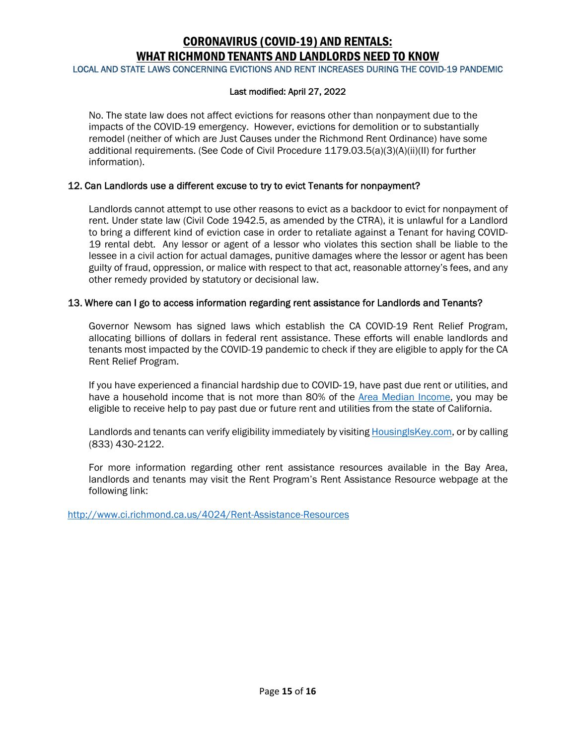No. The state law does not affect evictions for reasons other than nonpayment due to the impacts of the COVID-19 emergency. However, evictions for demolition or to substantially remodel (neither of which are Just Causes under the Richmond Rent Ordinance) have some additional requirements. (See Code of Civil Procedure 1179.03.5(a)(3)(A)(ii)(II) for further information).

### 12. Can Landlords use a different excuse to try to evict Tenants for nonpayment?

Landlords cannot attempt to use other reasons to evict as a backdoor to evict for nonpayment of rent. Under state law (Civil Code 1942.5, as amended by the CTRA), it is unlawful for a Landlord to bring a different kind of eviction case in order to retaliate against a Tenant for having COVID-19 rental debt. Any lessor or agent of a lessor who violates this section shall be liable to the lessee in a civil action for actual damages, punitive damages where the lessor or agent has been guilty of fraud, oppression, or malice with respect to that act, reasonable attorney's fees, and any other remedy provided by statutory or decisional law.

### 13. Where can I go to access information regarding rent assistance for Landlords and Tenants?

Governor Newsom has signed laws which establish the CA COVID-19 Rent Relief Program, allocating billions of dollars in federal rent assistance. These efforts will enable landlords and tenants most impacted by the COVID-19 pandemic to check if they are eligible to apply for the CA Rent Relief Program.

If you have experienced a financial hardship due to COVID-19, have past due rent or utilities, and have a household income that is not more than 80% of the Area Median Income, you may be eligible to receive help to pay past due or future rent and utilities from the state of California.

Landlords and tenants can verify eligibility immediately by visiting HousingIsKey.com, or by calling (833) 430-2122.

For more information regarding other rent assistance resources available in the Bay Area, landlords and tenants may visit the Rent Program's Rent Assistance Resource webpage at the following link:

http://www.ci.richmond.ca.us/4024/Rent-Assistance-Resources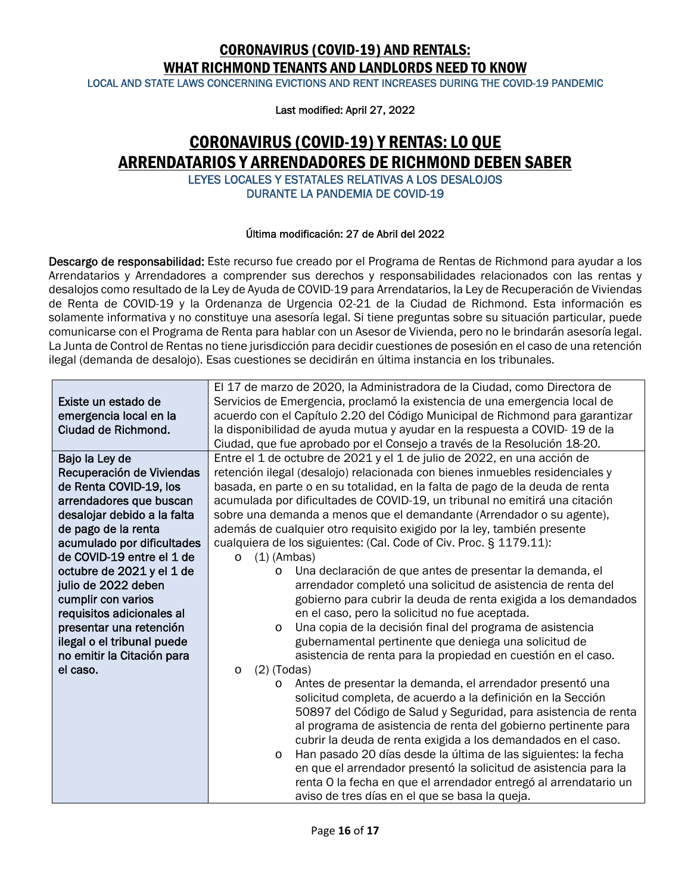# CORONAVIRUS (COVID-19) AND RENTALS: WHAT RICHMOND TENANTS AND LANDLORDS NEED TO KNOW

LOCAL AND STATE LAWS CONCERNING EVICTIONS AND RENT INCREASES DURING THE COVID-19 PANDEMIC

Last modified: April 27, 2022

# CORONAVIRUS (COVID-19) Y RENTAS: LO QUE ARRENDATARIOS Y ARRENDADORES DE RICHMOND DEBEN SABER

LEYES LOCALES Y ESTATALES RELATIVAS A LOS DESALOJOS DURANTE LA PANDEMIA DE COVID-19

Última modificación: 27 de Abril del 2022

**Descargo de responsabilidad:** Este recurso fue creado por el Programa de Rentas de Richmond para ayudar a los Arrendatarios y Arrendadores a comprender sus derechos y responsabilidades relacionados con las rentas y desalojos como resultado de la Ley de Ayuda de COVID-19 para Arrendatarios, la Ley de Recuperación de Viviendas de Renta de COVID-19 y la Ordenanza de Urgencia 02-21 de la Ciudad de Richmond. Esta información es solamente informativa y no constituye una asesoría legal. Si tiene preguntas sobre su situación particular, puede comunicarse con el Programa de Renta para hablar con un Asesor de Vivienda, pero no le brindarán asesoría legal. La Junta de Control de Rentas no tiene jurisdicción para decidir cuestiones de posesión en el caso de una retención ilegal (demanda de desalojo). Esas cuestiones se decidirán en última instancia en los tribunales.

| | |
|---|---|
| Existe un estado de emergencia local en la Ciudad de Richmond. | El 17 de marzo de 2020, la Administradora de la Ciudad, como Directora de Servicios de Emergencia, proclamó la existencia de una emergencia local de acuerdo con el Capítulo 2.20 del Código Municipal de Richmond para garantizar la disponibilidad de ayuda mutua y ayudar en la respuesta a COVID- 19 de la Ciudad, que fue aprobado por el Consejo a través de la Resolución 18-20. |
| Bajo la Ley de Recuperación de Viviendas de Renta COVID-19, los arrendadores que buscan desalojar debido a la falta de pago de la renta acumulado por dificultades de COVID-19 entre el 1 de octubre de 2021 y el 1 de julio de 2022 deben cumplir con varios requisitos adicionales al presentar una retención ilegal o el tribunal puede no emitir la Citación para el caso. | Entre el 1 de octubre de 2021 y el 1 de julio de 2022, en una acción de retención ilegal (desalojo) relacionada con bienes inmuebles residenciales y basada, en parte o en su totalidad, en la falta de pago de la deuda de renta acumulada por dificultades de COVID-19, un tribunal no emitirá una citación sobre una demanda a menos que el demandante (Arrendador o su agente), además de cualquier otro requisito exigido por la ley, también presente cualquiera de los siguientes: (Cal. Code of Civ. Proc. § 1179.11):<br>o (1) (Ambas)<br>&nbsp;&nbsp;&nbsp;&nbsp;o Una declaración de que antes de presentar la demanda, el arrendador completó una solicitud de asistencia de renta del gobierno para cubrir la deuda de renta exigida a los demandados en el caso, pero la solicitud no fue aceptada.<br>&nbsp;&nbsp;&nbsp;&nbsp;o Una copia de la decisión final del programa de asistencia gubernamental pertinente que deniega una solicitud de asistencia de renta para la propiedad en cuestión en el caso.<br>o (2) (Todas)<br>&nbsp;&nbsp;&nbsp;&nbsp;o Antes de presentar la demanda, el arrendador presentó una solicitud completa, de acuerdo a la definición en la Sección 50897 del Código de Salud y Seguridad, para asistencia de renta al programa de asistencia de renta del gobierno pertinente para cubrir la deuda de renta exigida a los demandados en el caso.<br>&nbsp;&nbsp;&nbsp;&nbsp;o Han pasado 20 días desde la última de las siguientes: la fecha en que el arrendador presentó la solicitud de asistencia para la renta O la fecha en que el arrendador entregó al arrendatario un aviso de tres días en el que se basa la queja. |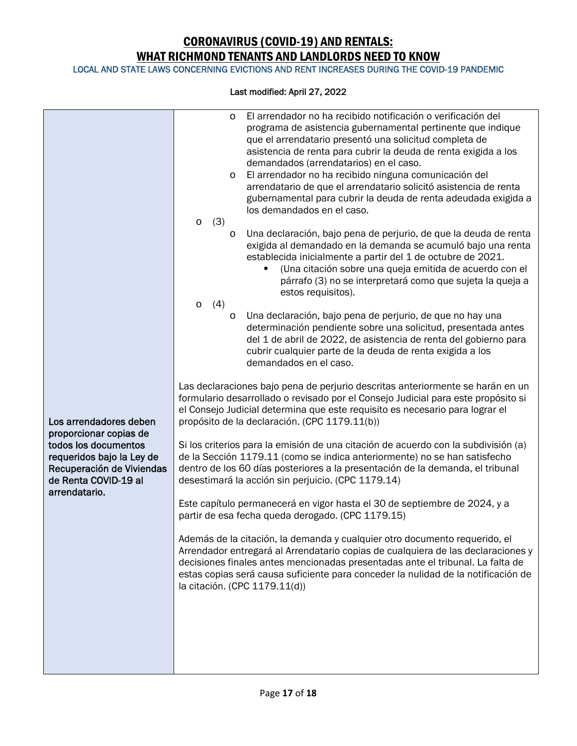| | |
|---|---|
| **Los arrendadores deben proporcionar copias de todos los documentos requeridos bajo la Ley de Recuperación de Viviendas de Renta COVID-19 al arrendatario.** | o El arrendador no ha recibido notificación o verificación del programa de asistencia gubernamental pertinente que indique que el arrendatario presentó una solicitud completa de asistencia de renta para cubrir la deuda de renta exigida a los demandados (arrendatarios) en el caso.<br>o El arrendador no ha recibido ninguna comunicación del arrendatario de que el arrendatario solicitó asistencia de renta gubernamental para cubrir la deuda de renta adeudada exigida a los demandados en el caso.<br><br>o (3)<br>o Una declaración, bajo pena de perjurio, de que la deuda de renta exigida al demandado en la demanda se acumuló bajo una renta establecida inicialmente a partir del 1 de octubre de 2021.<br>▪ (Una citación sobre una queja emitida de acuerdo con el párrafo (3) no se interpretará como que sujeta la queja a estos requisitos).<br><br>o (4)<br>o Una declaración, bajo pena de perjurio, de que no hay una determinación pendiente sobre una solicitud, presentada antes del 1 de abril de 2022, de asistencia de renta del gobierno para cubrir cualquier parte de la deuda de renta exigida a los demandados en el caso.<br><br>Las declaraciones bajo pena de perjurio descritas anteriormente se harán en un formulario desarrollado o revisado por el Consejo Judicial para este propósito si el Consejo Judicial determina que este requisito es necesario para lograr el propósito de la declaración. (CPC 1179.11(b))<br><br>Si los criterios para la emisión de una citación de acuerdo con la subdivisión (a) de la Sección 1179.11 (como se indica anteriormente) no se han satisfecho dentro de los 60 días posteriores a la presentación de la demanda, el tribunal desestimará la acción sin perjuicio. (CPC 1179.14)<br><br>Este capítulo permanecerá en vigor hasta el 30 de septiembre de 2024, y a partir de esa fecha queda derogado. (CPC 1179.15)<br><br>Además de la citación, la demanda y cualquier otro documento requerido, el Arrendador entregará al Arrendatario copias de cualquiera de las declaraciones y decisiones finales antes mencionadas presentadas ante el tribunal. La falta de estas copias será causa suficiente para conceder la nulidad de la notificación de la citación. (CPC 1179.11(d)) |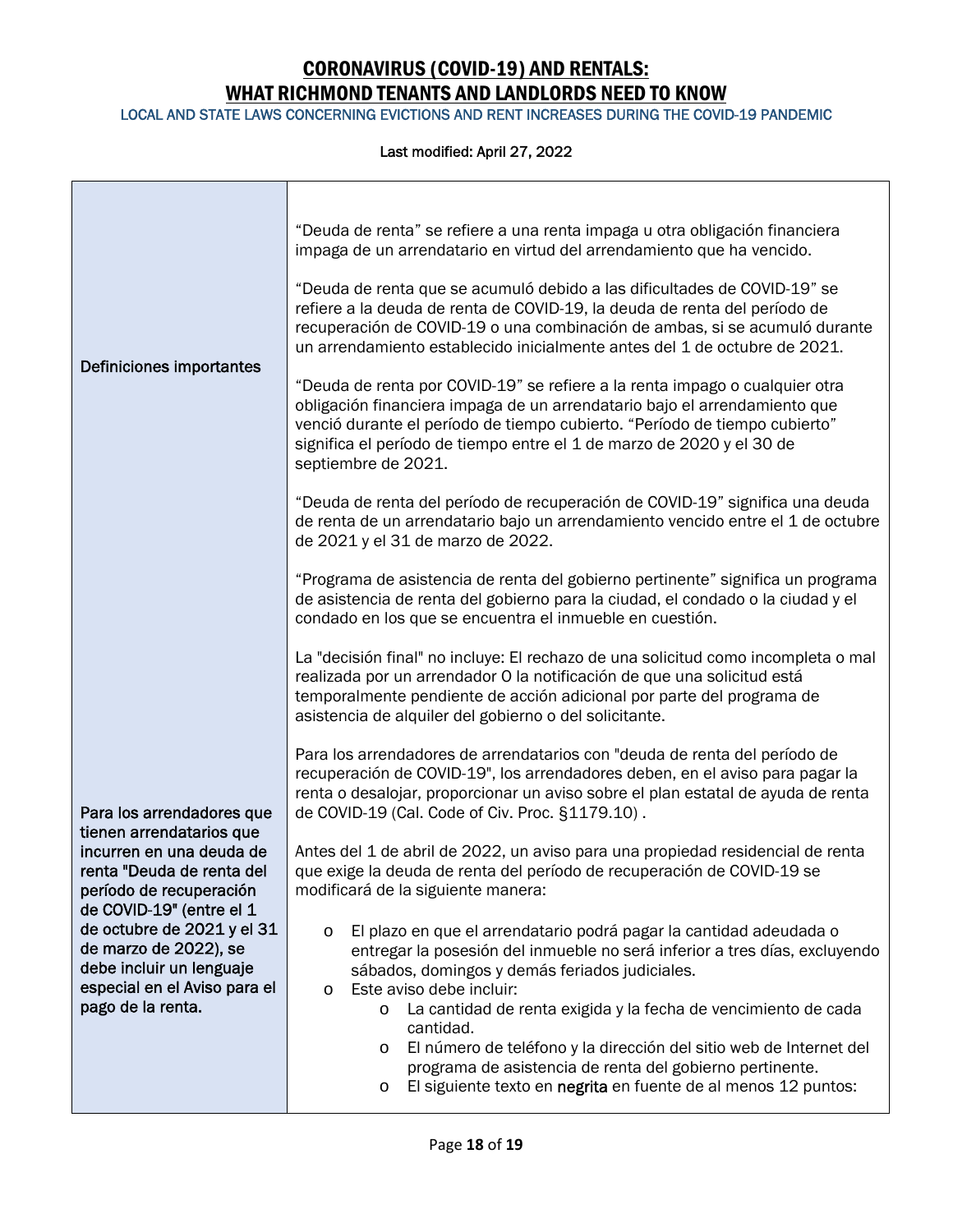| | |
|---|---|
| Definiciones importantes | "Deuda de renta" se refiere a una renta impaga u otra obligación financiera impaga de un arrendatario en virtud del arrendamiento que ha vencido.<br><br>"Deuda de renta que se acumuló debido a las dificultades de COVID-19" se refiere a la deuda de renta de COVID-19, la deuda de renta del período de recuperación de COVID-19 o una combinación de ambas, si se acumuló durante un arrendamiento establecido inicialmente antes del 1 de octubre de 2021.<br><br>"Deuda de renta por COVID-19" se refiere a la renta impago o cualquier otra obligación financiera impaga de un arrendatario bajo el arrendamiento que venció durante el período de tiempo cubierto. "Período de tiempo cubierto" significa el período de tiempo entre el 1 de marzo de 2020 y el 30 de septiembre de 2021.<br><br>"Deuda de renta del período de recuperación de COVID-19" significa una deuda de renta de un arrendatario bajo un arrendamiento vencido entre el 1 de octubre de 2021 y el 31 de marzo de 2022.<br><br>"Programa de asistencia de renta del gobierno pertinente" significa un programa de asistencia de renta del gobierno para la ciudad, el condado o la ciudad y el condado en los que se encuentra el inmueble en cuestión.<br><br>La "decisión final" no incluye: El rechazo de una solicitud como incompleta o mal realizada por un arrendador O la notificación de que una solicitud está temporalmente pendiente de acción adicional por parte del programa de asistencia de alquiler del gobierno o del solicitante. |
| **Para los arrendadores que tienen arrendatarios que incurren en una deuda de renta "Deuda de renta del período de recuperación de COVID-19" (entre el 1 de octubre de 2021 y el 31 de marzo de 2022), se debe incluir un lenguaje especial en el Aviso para el pago de la renta.** | Para los arrendadores de arrendatarios con "deuda de renta del período de recuperación de COVID-19", los arrendadores deben, en el aviso para pagar la renta o desalojar, proporcionar un aviso sobre el plan estatal de ayuda de renta de COVID-19 (Cal. Code of Civ. Proc. §1179.10) .<br><br>Antes del 1 de abril de 2022, un aviso para una propiedad residencial de renta que exige la deuda de renta del período de recuperación de COVID-19 se modificará de la siguiente manera:<br><br>o El plazo en que el arrendatario podrá pagar la cantidad adeudada o entregar la posesión del inmueble no será inferior a tres días, excluyendo sábados, domingos y demás feriados judiciales.<br>o Este aviso debe incluir:<br>&nbsp;&nbsp;&nbsp;&nbsp;o La cantidad de renta exigida y la fecha de vencimiento de cada cantidad.<br>&nbsp;&nbsp;&nbsp;&nbsp;o El número de teléfono y la dirección del sitio web de Internet del programa de asistencia de renta del gobierno pertinente.<br>&nbsp;&nbsp;&nbsp;&nbsp;o El siguiente texto en **negrita** en fuente de al menos 12 puntos: |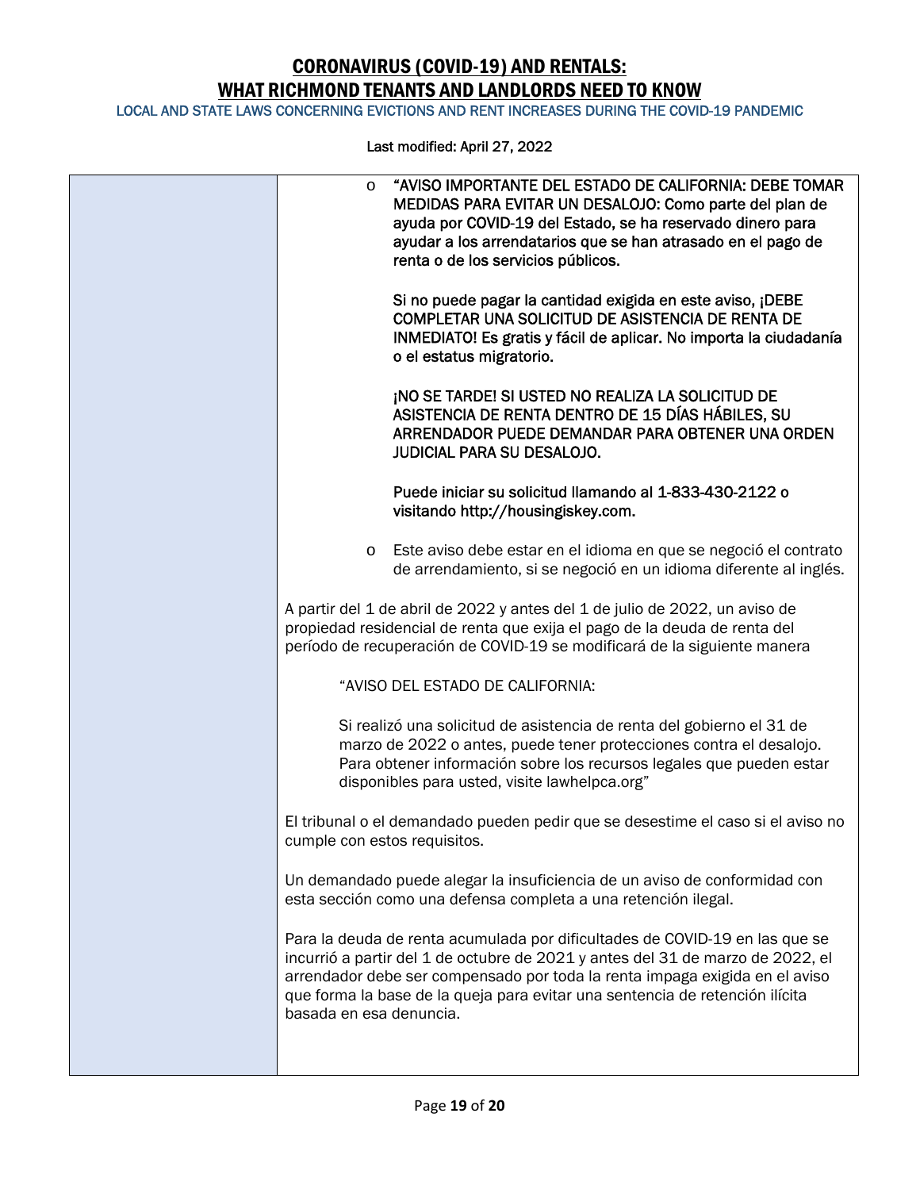| | |
|---|---|
| | - "AVISO IMPORTANTE DEL ESTADO DE CALIFORNIA: DEBE TOMAR MEDIDAS PARA EVITAR UN DESALOJO: Como parte del plan de ayuda por COVID-19 del Estado, se ha reservado dinero para ayudar a los arrendatarios que se han atrasado en el pago de renta o de los servicios públicos.<br><br>Si no puede pagar la cantidad exigida en este aviso, ¡DEBE COMPLETAR UNA SOLICITUD DE ASISTENCIA DE RENTA DE INMEDIATO! Es gratis y fácil de aplicar. No importa la ciudadanía o el estatus migratorio.<br><br>¡NO SE TARDE! SI USTED NO REALIZA LA SOLICITUD DE ASISTENCIA DE RENTA DENTRO DE 15 DÍAS HÁBILES, SU ARRENDADOR PUEDE DEMANDAR PARA OBTENER UNA ORDEN JUDICIAL PARA SU DESALOJO.<br><br>Puede iniciar su solicitud llamando al 1-833-430-2122 o visitando http://housingiskey.com.<br><br>- Este aviso debe estar en el idioma en que se negoció el contrato de arrendamiento, si se negoció en un idioma diferente al inglés.<br><br>A partir del 1 de abril de 2022 y antes del 1 de julio de 2022, un aviso de propiedad residencial de renta que exija el pago de la deuda de renta del período de recuperación de COVID-19 se modificará de la siguiente manera<br><br>"AVISO DEL ESTADO DE CALIFORNIA:<br><br>Si realizó una solicitud de asistencia de renta del gobierno el 31 de marzo de 2022 o antes, puede tener protecciones contra el desalojo. Para obtener información sobre los recursos legales que pueden estar disponibles para usted, visite lawhelpca.org"<br><br>El tribunal o el demandado pueden pedir que se desestime el caso si el aviso no cumple con estos requisitos.<br><br>Un demandado puede alegar la insuficiencia de un aviso de conformidad con esta sección como una defensa completa a una retención ilegal.<br><br>Para la deuda de renta acumulada por dificultades de COVID-19 en las que se incurrió a partir del 1 de octubre de 2021 y antes del 31 de marzo de 2022, el arrendador debe ser compensado por toda la renta impaga exigida en el aviso que forma la base de la queja para evitar una sentencia de retención ilícita basada en esa denuncia. |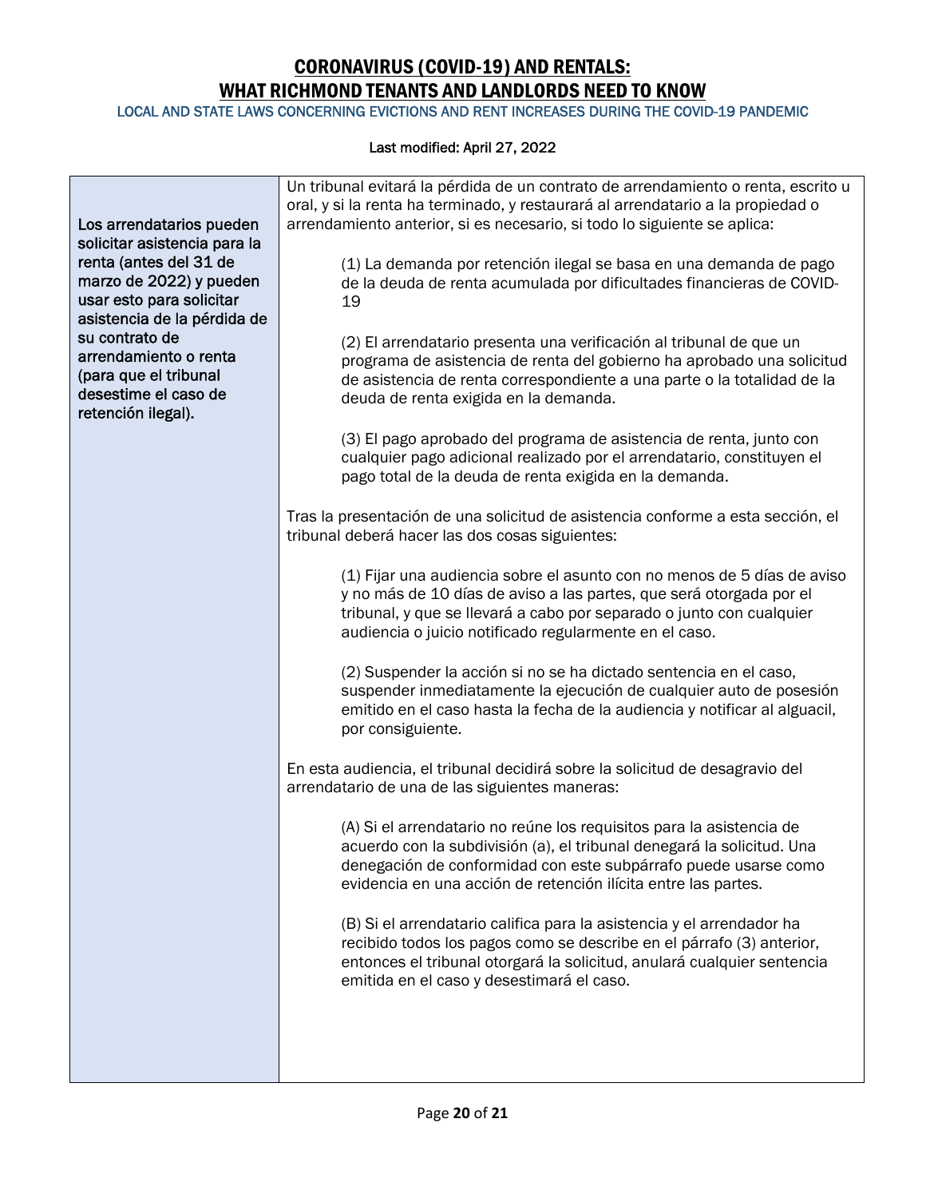# CORONAVIRUS (COVID-19) AND RENTALS: WHAT RICHMOND TENANTS AND LANDLORDS NEED TO KNOW

LOCAL AND STATE LAWS CONCERNING EVICTIONS AND RENT INCREASES DURING THE COVID-19 PANDEMIC

Last modified: April 27, 2022

| | |
|---|---|
| **Los arrendatarios pueden solicitar asistencia para la renta (antes del 31 de marzo de 2022) y pueden usar esto para solicitar asistencia de la pérdida de su contrato de arrendamiento o renta (para que el tribunal desestime el caso de retención ilegal).** | Un tribunal evitará la pérdida de un contrato de arrendamiento o renta, escrito u oral, y si la renta ha terminado, y restaurará al arrendatario a la propiedad o arrendamiento anterior, si es necesario, si todo lo siguiente se aplica:<br><br>(1) La demanda por retención ilegal se basa en una demanda de pago de la deuda de renta acumulada por dificultades financieras de COVID-19<br><br>(2) El arrendatario presenta una verificación al tribunal de que un programa de asistencia de renta del gobierno ha aprobado una solicitud de asistencia de renta correspondiente a una parte o la totalidad de la deuda de renta exigida en la demanda.<br><br>(3) El pago aprobado del programa de asistencia de renta, junto con cualquier pago adicional realizado por el arrendatario, constituyen el pago total de la deuda de renta exigida en la demanda.<br><br>Tras la presentación de una solicitud de asistencia conforme a esta sección, el tribunal deberá hacer las dos cosas siguientes:<br><br>(1) Fijar una audiencia sobre el asunto con no menos de 5 días de aviso y no más de 10 días de aviso a las partes, que será otorgada por el tribunal, y que se llevará a cabo por separado o junto con cualquier audiencia o juicio notificado regularmente en el caso.<br><br>(2) Suspender la acción si no se ha dictado sentencia en el caso, suspender inmediatamente la ejecución de cualquier auto de posesión emitido en el caso hasta la fecha de la audiencia y notificar al alguacil, por consiguiente.<br><br>En esta audiencia, el tribunal decidirá sobre la solicitud de desagravio del arrendatario de una de las siguientes maneras:<br><br>(A) Si el arrendatario no reúne los requisitos para la asistencia de acuerdo con la subdivisión (a), el tribunal denegará la solicitud. Una denegación de conformidad con este subpárrafo puede usarse como evidencia en una acción de retención ilícita entre las partes.<br><br>(B) Si el arrendatario califica para la asistencia y el arrendador ha recibido todos los pagos como se describe en el párrafo (3) anterior, entonces el tribunal otorgará la solicitud, anulará cualquier sentencia emitida en el caso y desestimará el caso. |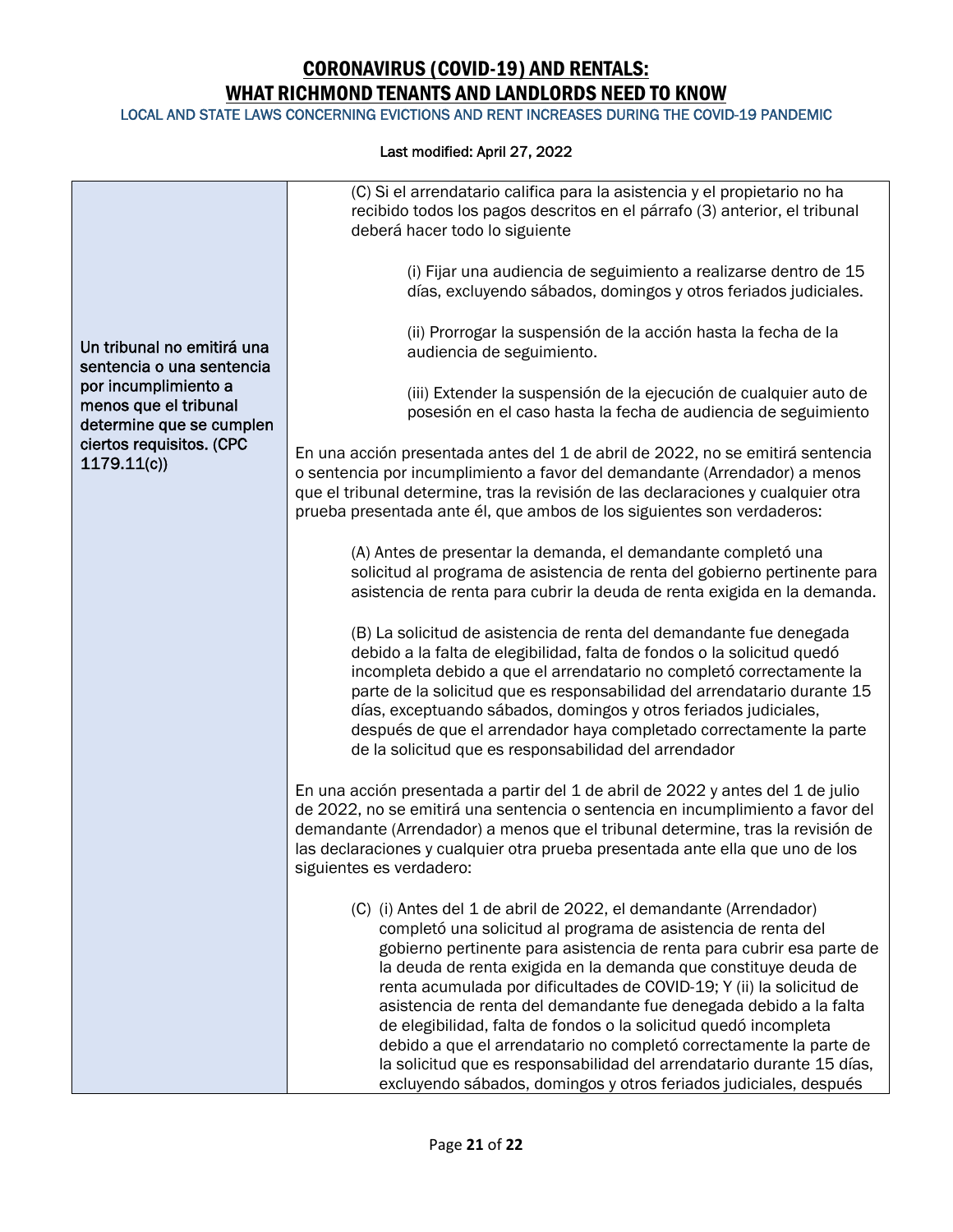# CORONAVIRUS (COVID-19) AND RENTALS: WHAT RICHMOND TENANTS AND LANDLORDS NEED TO KNOW

LOCAL AND STATE LAWS CONCERNING EVICTIONS AND RENT INCREASES DURING THE COVID-19 PANDEMIC

Last modified: April 27, 2022

| | |
|---|---|
| Un tribunal no emitirá una sentencia o una sentencia por incumplimiento a menos que el tribunal determine que se cumplen ciertos requisitos. (CPC 1179.11(c)) | (C) Si el arrendatario califica para la asistencia y el propietario no ha recibido todos los pagos descritos en el párrafo (3) anterior, el tribunal deberá hacer todo lo siguiente<br><br>(i) Fijar una audiencia de seguimiento a realizarse dentro de 15 días, excluyendo sábados, domingos y otros feriados judiciales.<br><br>(ii) Prorrogar la suspensión de la acción hasta la fecha de la audiencia de seguimiento.<br><br>(iii) Extender la suspensión de la ejecución de cualquier auto de posesión en el caso hasta la fecha de audiencia de seguimiento<br><br>En una acción presentada antes del 1 de abril de 2022, no se emitirá sentencia o sentencia por incumplimiento a favor del demandante (Arrendador) a menos que el tribunal determine, tras la revisión de las declaraciones y cualquier otra prueba presentada ante él, que ambos de los siguientes son verdaderos:<br><br>(A) Antes de presentar la demanda, el demandante completó una solicitud al programa de asistencia de renta del gobierno pertinente para asistencia de renta para cubrir la deuda de renta exigida en la demanda.<br><br>(B) La solicitud de asistencia de renta del demandante fue denegada debido a la falta de elegibilidad, falta de fondos o la solicitud quedó incompleta debido a que el arrendatario no completó correctamente la parte de la solicitud que es responsabilidad del arrendatario durante 15 días, exceptuando sábados, domingos y otros feriados judiciales, después de que el arrendador haya completado correctamente la parte de la solicitud que es responsabilidad del arrendador<br><br>En una acción presentada a partir del 1 de abril de 2022 y antes del 1 de julio de 2022, no se emitirá una sentencia o sentencia en incumplimiento a favor del demandante (Arrendador) a menos que el tribunal determine, tras la revisión de las declaraciones y cualquier otra prueba presentada ante ella que uno de los siguientes es verdadero:<br><br>(C) (i) Antes del 1 de abril de 2022, el demandante (Arrendador) completó una solicitud al programa de asistencia de renta del gobierno pertinente para asistencia de renta para cubrir esa parte de la deuda de renta exigida en la demanda que constituye deuda de renta acumulada por dificultades de COVID-19; Y (ii) la solicitud de asistencia de renta del demandante fue denegada debido a la falta de elegibilidad, falta de fondos o la solicitud quedó incompleta debido a que el arrendatario no completó correctamente la parte de la solicitud que es responsabilidad del arrendatario durante 15 días, excluyendo sábados, domingos y otros feriados judiciales, después |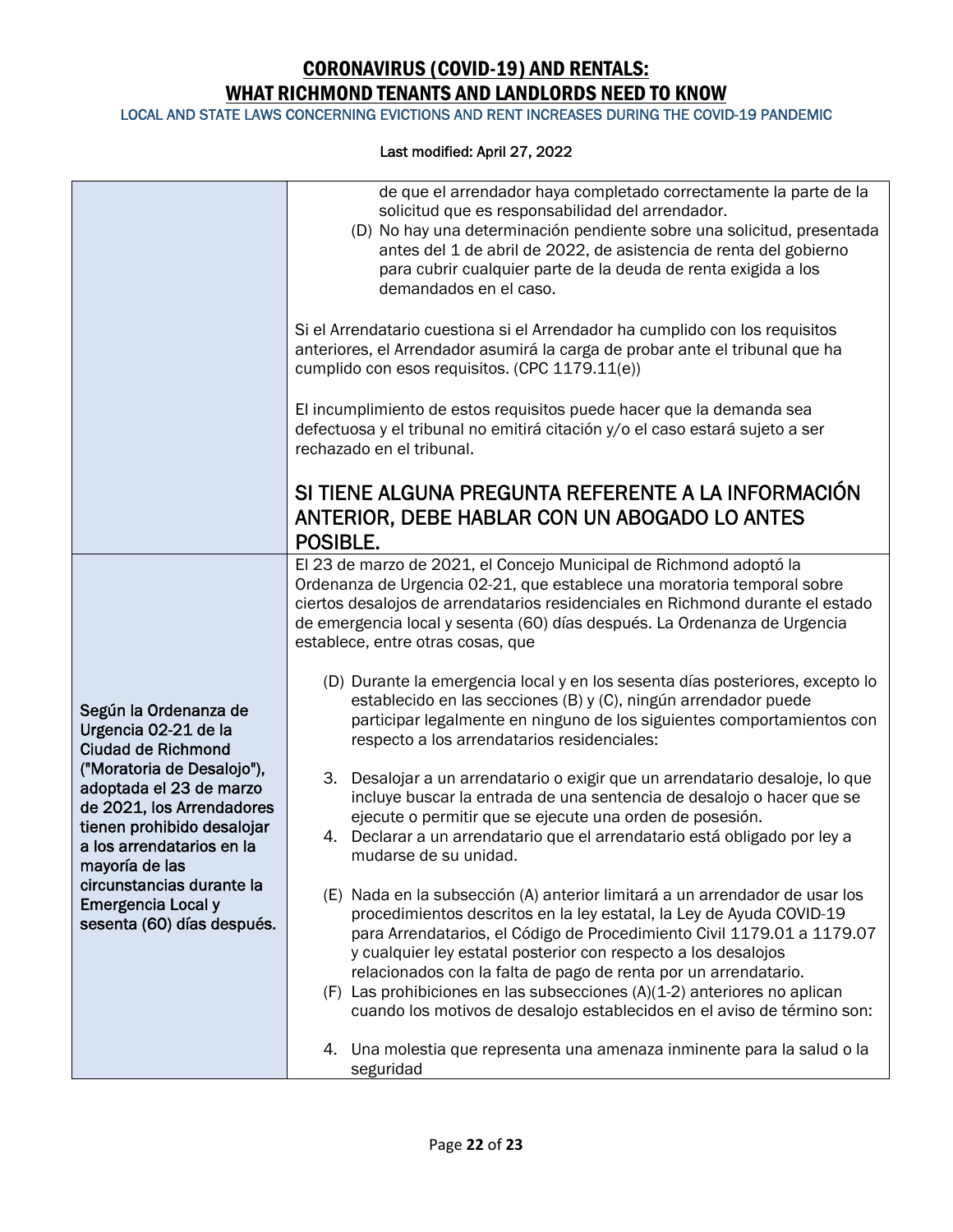| | |
|---|---|
| | de que el arrendador haya completado correctamente la parte de la solicitud que es responsabilidad del arrendador.<br>(D) No hay una determinación pendiente sobre una solicitud, presentada antes del 1 de abril de 2022, de asistencia de renta del gobierno para cubrir cualquier parte de la deuda de renta exigida a los demandados en el caso.<br><br>Si el Arrendatario cuestiona si el Arrendador ha cumplido con los requisitos anteriores, el Arrendador asumirá la carga de probar ante el tribunal que ha cumplido con esos requisitos. (CPC 1179.11(e))<br><br>El incumplimiento de estos requisitos puede hacer que la demanda sea defectuosa y el tribunal no emitirá citación y/o el caso estará sujeto a ser rechazado en el tribunal.<br><br>**SI TIENE ALGUNA PREGUNTA REFERENTE A LA INFORMACIÓN ANTERIOR, DEBE HABLAR CON UN ABOGADO LO ANTES POSIBLE.** |
| **Según la Ordenanza de Urgencia 02-21 de la Ciudad de Richmond ("Moratoria de Desalojo"), adoptada el 23 de marzo de 2021, los Arrendadores tienen prohibido desalojar a los arrendatarios en la mayoría de las circunstancias durante la Emergencia Local y sesenta (60) días después.** | El 23 de marzo de 2021, el Concejo Municipal de Richmond adoptó la Ordenanza de Urgencia 02-21, que establece una moratoria temporal sobre ciertos desalojos de arrendatarios residenciales en Richmond durante el estado de emergencia local y sesenta (60) días después. La Ordenanza de Urgencia establece, entre otras cosas, que<br><br>(D) Durante la emergencia local y en los sesenta días posteriores, excepto lo establecido en las secciones (B) y (C), ningún arrendador puede participar legalmente en ninguno de los siguientes comportamientos con respecto a los arrendatarios residenciales:<br><br>3. Desalojar a un arrendatario o exigir que un arrendatario desaloje, lo que incluye buscar la entrada de una sentencia de desalojo o hacer que se ejecute o permitir que se ejecute una orden de posesión.<br>4. Declarar a un arrendatario que el arrendatario está obligado por ley a mudarse de su unidad.<br><br>(E) Nada en la subsección (A) anterior limitará a un arrendador de usar los procedimientos descritos en la ley estatal, la Ley de Ayuda COVID-19 para Arrendatarios, el Código de Procedimiento Civil 1179.01 a 1179.07 y cualquier ley estatal posterior con respecto a los desalojos relacionados con la falta de pago de renta por un arrendatario.<br>(F) Las prohibiciones en las subsecciones (A)(1-2) anteriores no aplican cuando los motivos de desalojo establecidos en el aviso de término son:<br><br>4. Una molestia que representa una amenaza inminente para la salud o la seguridad |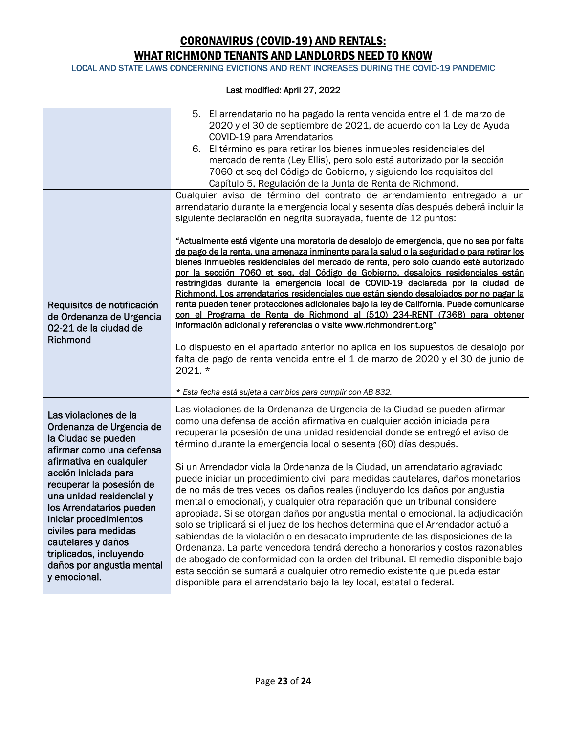# CORONAVIRUS (COVID-19) AND RENTALS: WHAT RICHMOND TENANTS AND LANDLORDS NEED TO KNOW

LOCAL AND STATE LAWS CONCERNING EVICTIONS AND RENT INCREASES DURING THE COVID-19 PANDEMIC

Last modified: April 27, 2022

| | |
|---|---|
| | 5. El arrendatario no ha pagado la renta vencida entre el 1 de marzo de 2020 y el 30 de septiembre de 2021, de acuerdo con la Ley de Ayuda COVID-19 para Arrendatarios<br>6. El término es para retirar los bienes inmuebles residenciales del mercado de renta (Ley Ellis), pero solo está autorizado por la sección 7060 et seq del Código de Gobierno, y siguiendo los requisitos del Capítulo 5, Regulación de la Junta de Renta de Richmond. |
| Requisitos de notificación de Ordenanza de Urgencia 02-21 de la ciudad de Richmond | Cualquier aviso de término del contrato de arrendamiento entregado a un arrendatario durante la emergencia local y sesenta días después deberá incluir la siguiente declaración en negrita subrayada, fuente de 12 puntos:<br><br>**<u>"Actualmente está vigente una moratoria de desalojo de emergencia, que no sea por falta de pago de la renta, una amenaza inminente para la salud o la seguridad o para retirar los bienes inmuebles residenciales del mercado de renta, pero solo cuando esté autorizado por la sección 7060 et seq. del Código de Gobierno, desalojos residenciales están restringidas durante la emergencia local de COVID-19 declarada por la ciudad de Richmond. Los arrendatarios residenciales que están siendo desalojados por no pagar la renta pueden tener protecciones adicionales bajo la ley de California. Puede comunicarse con el Programa de Renta de Richmond al (510) 234-RENT (7368) para obtener información adicional y referencias o visite www.richmondrent.org"</u>**<br><br>Lo dispuesto en el apartado anterior no aplica en los supuestos de desalojo por falta de pago de renta vencida entre el 1 de marzo de 2020 y el 30 de junio de 2021. *<br><br>*\* Esta fecha está sujeta a cambios para cumplir con AB 832.* |
| Las violaciones de la Ordenanza de Urgencia de la Ciudad se pueden afirmar como una defensa afirmativa en cualquier acción iniciada para recuperar la posesión de una unidad residencial y los Arrendatarios pueden iniciar procedimientos civiles para medidas cautelares y daños triplicados, incluyendo daños por angustia mental y emocional. | Las violaciones de la Ordenanza de Urgencia de la Ciudad se pueden afirmar como una defensa de acción afirmativa en cualquier acción iniciada para recuperar la posesión de una unidad residencial donde se entregó el aviso de término durante la emergencia local o sesenta (60) días después.<br><br>Si un Arrendador viola la Ordenanza de la Ciudad, un arrendatario agraviado puede iniciar un procedimiento civil para medidas cautelares, daños monetarios de no más de tres veces los daños reales (incluyendo los daños por angustia mental o emocional), y cualquier otra reparación que un tribunal considere apropiada. Si se otorgan daños por angustia mental o emocional, la adjudicación solo se triplicará si el juez de los hechos determina que el Arrendador actuó a sabiendas de la violación o en desacato imprudente de las disposiciones de la Ordenanza. La parte vencedora tendrá derecho a honorarios y costos razonables de abogado de conformidad con la orden del tribunal. El remedio disponible bajo esta sección se sumará a cualquier otro remedio existente que pueda estar disponible para el arrendatario bajo la ley local, estatal o federal. |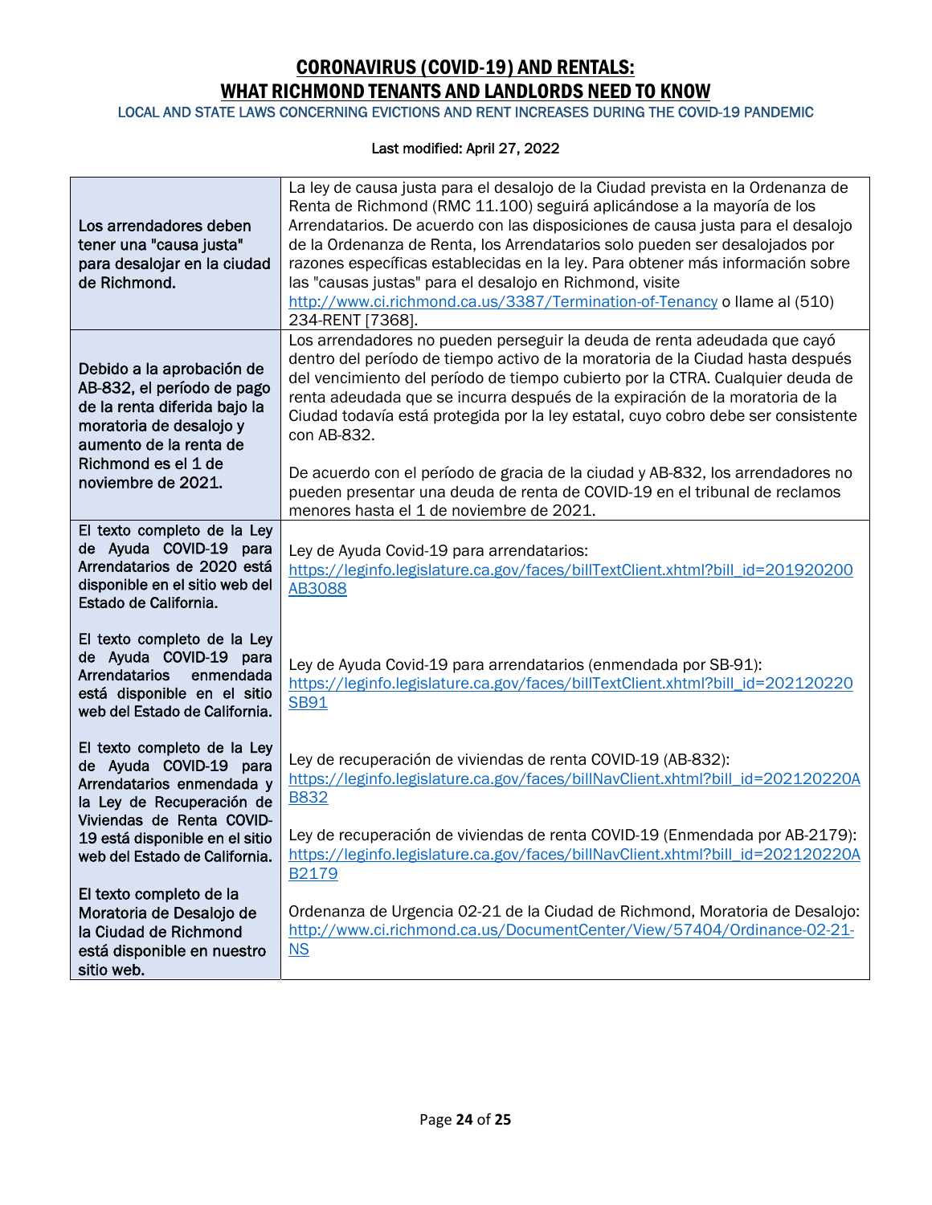# CORONAVIRUS (COVID-19) AND RENTALS: WHAT RICHMOND TENANTS AND LANDLORDS NEED TO KNOW

LOCAL AND STATE LAWS CONCERNING EVICTIONS AND RENT INCREASES DURING THE COVID-19 PANDEMIC

Last modified: April 27, 2022

| | |
|---|---|
| **Los arrendadores deben tener una "causa justa" para desalojar en la ciudad de Richmond.** | La ley de causa justa para el desalojo de la Ciudad prevista en la Ordenanza de Renta de Richmond (RMC 11.100) seguirá aplicándose a la mayoría de los Arrendatarios. De acuerdo con las disposiciones de causa justa para el desalojo de la Ordenanza de Renta, los Arrendatarios solo pueden ser desalojados por razones específicas establecidas en la ley. Para obtener más información sobre las "causas justas" para el desalojo en Richmond, visite http://www.ci.richmond.ca.us/3387/Termination-of-Tenancy o llame al (510) 234-RENT [7368]. |
| **Debido a la aprobación de AB-832, el período de pago de la renta diferida bajo la moratoria de desalojo y aumento de la renta de Richmond es el 1 de noviembre de 2021.** | Los arrendadores no pueden perseguir la deuda de renta adeudada que cayó dentro del período de tiempo activo de la moratoria de la Ciudad hasta después del vencimiento del período de tiempo cubierto por la CTRA. Cualquier deuda de renta adeudada que se incurra después de la expiración de la moratoria de la Ciudad todavía está protegida por la ley estatal, cuyo cobro debe ser consistente con AB-832.<br><br>De acuerdo con el período de gracia de la ciudad y AB-832, los arrendadores no pueden presentar una deuda de renta de COVID-19 en el tribunal de reclamos menores hasta el 1 de noviembre de 2021. |
| El texto completo de la Ley de Ayuda COVID-19 para Arrendatarios de 2020 está disponible en el sitio web del Estado de California.<br><br>El texto completo de la Ley de Ayuda COVID-19 para Arrendatarios enmendada está disponible en el sitio web del Estado de California.<br><br>El texto completo de la Ley de Ayuda COVID-19 para Arrendatarios enmendada y la Ley de Recuperación de Viviendas de Renta COVID-19 está disponible en el sitio web del Estado de California.<br><br>El texto completo de la Moratoria de Desalojo de la Ciudad de Richmond está disponible en nuestro sitio web. | Ley de Ayuda Covid-19 para arrendatarios: https://leginfo.legislature.ca.gov/faces/billTextClient.xhtml?bill_id=201920200AB3088<br><br>Ley de Ayuda Covid-19 para arrendatarios (enmendada por SB-91): https://leginfo.legislature.ca.gov/faces/billTextClient.xhtml?bill_id=202120220SB91<br><br>Ley de recuperación de viviendas de renta COVID-19 (AB-832): https://leginfo.legislature.ca.gov/faces/billNavClient.xhtml?bill_id=202120220AB832<br><br>Ley de recuperación de viviendas de renta COVID-19 (Enmendada por AB-2179): https://leginfo.legislature.ca.gov/faces/billNavClient.xhtml?bill_id=202120220AB2179<br><br>Ordenanza de Urgencia 02-21 de la Ciudad de Richmond, Moratoria de Desalojo: http://www.ci.richmond.ca.us/DocumentCenter/View/57404/Ordinance-02-21-NS |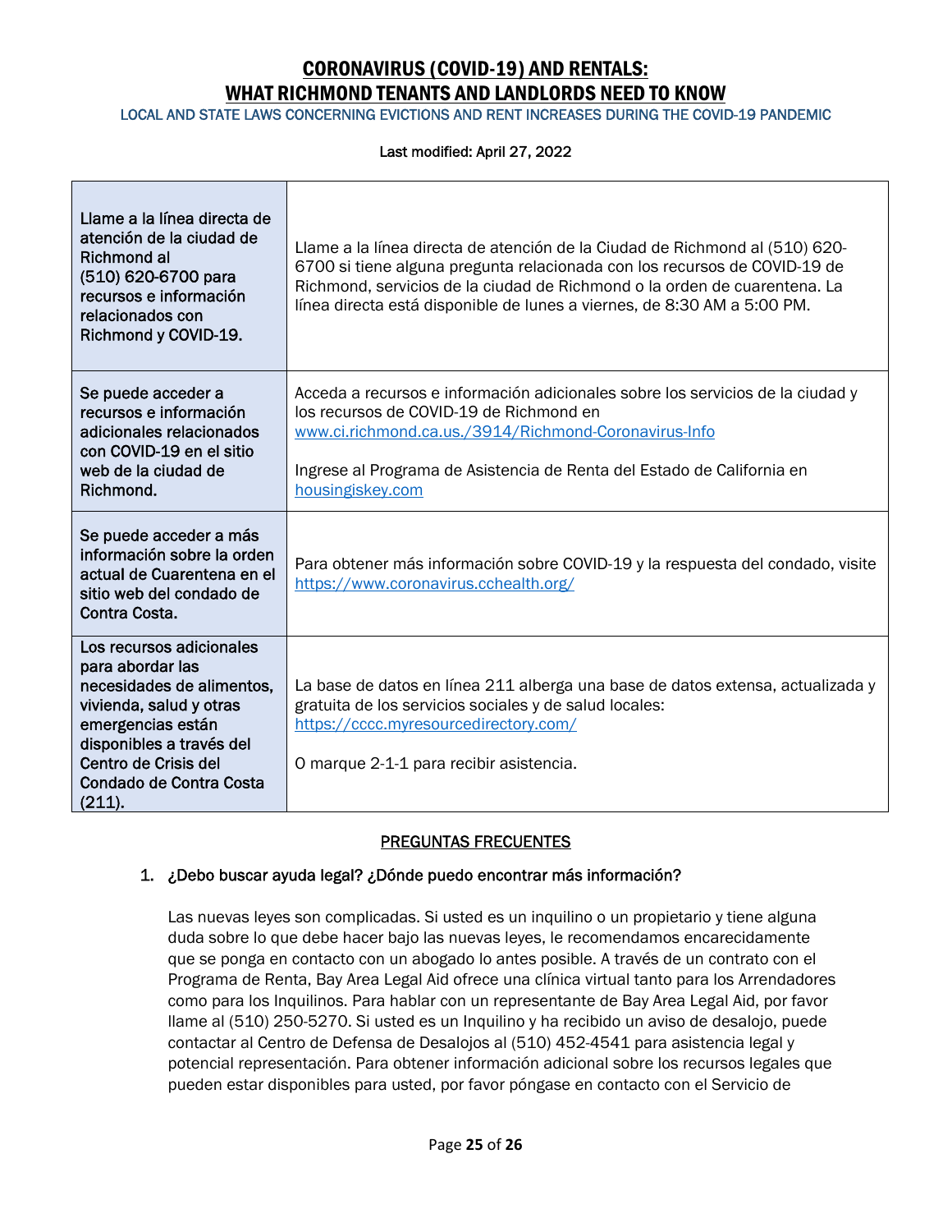# CORONAVIRUS (COVID-19) AND RENTALS: WHAT RICHMOND TENANTS AND LANDLORDS NEED TO KNOW

LOCAL AND STATE LAWS CONCERNING EVICTIONS AND RENT INCREASES DURING THE COVID-19 PANDEMIC

Last modified: April 27, 2022

| | |
|---|---|
| **Llame a la línea directa de atención de la ciudad de Richmond al (510) 620-6700 para recursos e información relacionados con Richmond y COVID-19.** | Llame a la línea directa de atención de la Ciudad de Richmond al (510) 620-6700 si tiene alguna pregunta relacionada con los recursos de COVID-19 de Richmond, servicios de la ciudad de Richmond o la orden de cuarentena. La línea directa está disponible de lunes a viernes, de 8:30 AM a 5:00 PM. |
| **Se puede acceder a recursos e información adicionales relacionados con COVID-19 en el sitio web de la ciudad de Richmond.** | Acceda a recursos e información adicionales sobre los servicios de la ciudad y los recursos de COVID-19 de Richmond en www.ci.richmond.ca.us./3914/Richmond-Coronavirus-Info<br><br>Ingrese al Programa de Asistencia de Renta del Estado de California en housingiskey.com |
| **Se puede acceder a más información sobre la orden actual de Cuarentena en el sitio web del condado de Contra Costa.** | Para obtener más información sobre COVID-19 y la respuesta del condado, visite https://www.coronavirus.cchealth.org/ |
| **Los recursos adicionales para abordar las necesidades de alimentos, vivienda, salud y otras emergencias están disponibles a través del Centro de Crisis del Condado de Contra Costa (211).** | La base de datos en línea 211 alberga una base de datos extensa, actualizada y gratuita de los servicios sociales y de salud locales: https://cccc.myresourcedirectory.com/<br><br>O marque 2-1-1 para recibir asistencia. |

## PREGUNTAS FRECUENTES

1. **¿Debo buscar ayuda legal? ¿Dónde puedo encontrar más información?**

   Las nuevas leyes son complicadas. Si usted es un inquilino o un propietario y tiene alguna duda sobre lo que debe hacer bajo las nuevas leyes, le recomendamos encarecidamente que se ponga en contacto con un abogado lo antes posible. A través de un contrato con el Programa de Renta, Bay Area Legal Aid ofrece una clínica virtual tanto para los Arrendadores como para los Inquilinos. Para hablar con un representante de Bay Area Legal Aid, por favor llame al (510) 250-5270. Si usted es un Inquilino y ha recibido un aviso de desalojo, puede contactar al Centro de Defensa de Desalojos al (510) 452-4541 para asistencia legal y potencial representación. Para obtener información adicional sobre los recursos legales que pueden estar disponibles para usted, por favor póngase en contacto con el Servicio de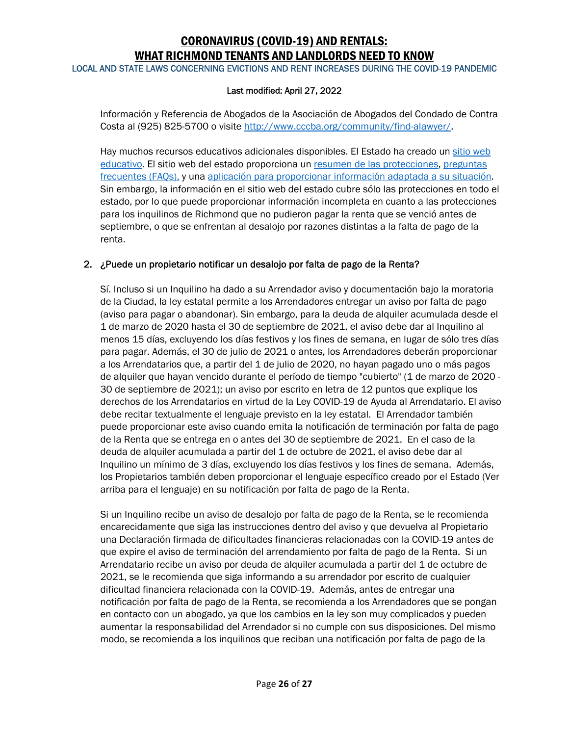Información y Referencia de Abogados de la Asociación de Abogados del Condado de Contra Costa al (925) 825-5700 o visite [http://www.cccba.org/community/find-alawyer/](http://www.cccba.org/community/find-alawyer/).

Hay muchos recursos educativos adicionales disponibles. El Estado ha creado un sitio web educativo. El sitio web del estado proporciona un resumen de las protecciones, preguntas frecuentes (FAQs), y una aplicación para proporcionar información adaptada a su situación. Sin embargo, la información en el sitio web del estado cubre sólo las protecciones en todo el estado, por lo que puede proporcionar información incompleta en cuanto a las protecciones para los inquilinos de Richmond que no pudieron pagar la renta que se venció antes de septiembre, o que se enfrentan al desalojo por razones distintas a la falta de pago de la renta.

2. ¿Puede un propietario notificar un desalojo por falta de pago de la Renta?

   Sí. Incluso si un Inquilino ha dado a su Arrendador aviso y documentación bajo la moratoria de la Ciudad, la ley estatal permite a los Arrendadores entregar un aviso por falta de pago (aviso para pagar o abandonar). Sin embargo, para la deuda de alquiler acumulada desde el 1 de marzo de 2020 hasta el 30 de septiembre de 2021, el aviso debe dar al Inquilino al menos 15 días, excluyendo los días festivos y los fines de semana, en lugar de sólo tres días para pagar. Además, el 30 de julio de 2021 o antes, los Arrendadores deberán proporcionar a los Arrendatarios que, a partir del 1 de julio de 2020, no hayan pagado uno o más pagos de alquiler que hayan vencido durante el período de tiempo "cubierto" (1 de marzo de 2020 - 30 de septiembre de 2021); un aviso por escrito en letra de 12 puntos que explique los derechos de los Arrendatarios en virtud de la Ley COVID-19 de Ayuda al Arrendatario. El aviso debe recitar textualmente el lenguaje previsto en la ley estatal. El Arrendador también puede proporcionar este aviso cuando emita la notificación de terminación por falta de pago de la Renta que se entrega en o antes del 30 de septiembre de 2021. En el caso de la deuda de alquiler acumulada a partir del 1 de octubre de 2021, el aviso debe dar al Inquilino un mínimo de 3 días, excluyendo los días festivos y los fines de semana. Además, los Propietarios también deben proporcionar el lenguaje específico creado por el Estado (Ver arriba para el lenguaje) en su notificación por falta de pago de la Renta.

   Si un Inquilino recibe un aviso de desalojo por falta de pago de la Renta, se le recomienda encarecidamente que siga las instrucciones dentro del aviso y que devuelva al Propietario una Declaración firmada de dificultades financieras relacionadas con la COVID-19 antes de que expire el aviso de terminación del arrendamiento por falta de pago de la Renta. Si un Arrendatario recibe un aviso por deuda de alquiler acumulada a partir del 1 de octubre de 2021, se le recomienda que siga informando a su arrendador por escrito de cualquier dificultad financiera relacionada con la COVID-19. Además, antes de entregar una notificación por falta de pago de la Renta, se recomienda a los Arrendadores que se pongan en contacto con un abogado, ya que los cambios en la ley son muy complicados y pueden aumentar la responsabilidad del Arrendador si no cumple con sus disposiciones. Del mismo modo, se recomienda a los inquilinos que reciban una notificación por falta de pago de la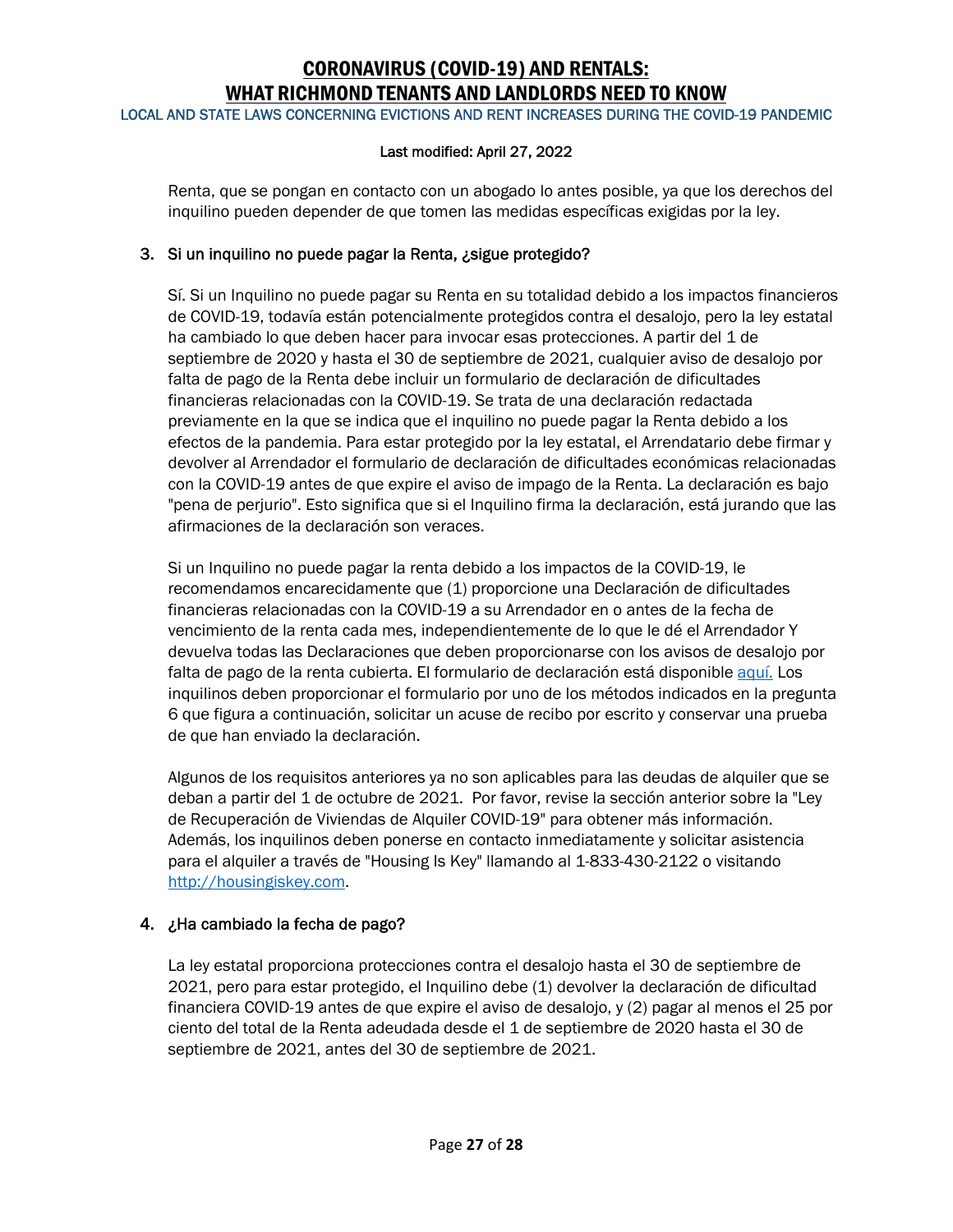Renta, que se pongan en contacto con un abogado lo antes posible, ya que los derechos del inquilino pueden depender de que tomen las medidas específicas exigidas por la ley.

3. Si un inquilino no puede pagar la Renta, ¿sigue protegido?

   Sí. Si un Inquilino no puede pagar su Renta en su totalidad debido a los impactos financieros de COVID-19, todavía están potencialmente protegidos contra el desalojo, pero la ley estatal ha cambiado lo que deben hacer para invocar esas protecciones. A partir del 1 de septiembre de 2020 y hasta el 30 de septiembre de 2021, cualquier aviso de desalojo por falta de pago de la Renta debe incluir un formulario de declaración de dificultades financieras relacionadas con la COVID-19. Se trata de una declaración redactada previamente en la que se indica que el inquilino no puede pagar la Renta debido a los efectos de la pandemia. Para estar protegido por la ley estatal, el Arrendatario debe firmar y devolver al Arrendador el formulario de declaración de dificultades económicas relacionadas con la COVID-19 antes de que expire el aviso de impago de la Renta. La declaración es bajo "pena de perjurio". Esto significa que si el Inquilino firma la declaración, está jurando que las afirmaciones de la declaración son veraces.

   Si un Inquilino no puede pagar la renta debido a los impactos de la COVID-19, le recomendamos encarecidamente que (1) proporcione una Declaración de dificultades financieras relacionadas con la COVID-19 a su Arrendador en o antes de la fecha de vencimiento de la renta cada mes, independientemente de lo que le dé el Arrendador Y devuelva todas las Declaraciones que deben proporcionarse con los avisos de desalojo por falta de pago de la renta cubierta. El formulario de declaración está disponible aquí. Los inquilinos deben proporcionar el formulario por uno de los métodos indicados en la pregunta 6 que figura a continuación, solicitar un acuse de recibo por escrito y conservar una prueba de que han enviado la declaración.

   Algunos de los requisitos anteriores ya no son aplicables para las deudas de alquiler que se deban a partir del 1 de octubre de 2021. Por favor, revise la sección anterior sobre la "Ley de Recuperación de Viviendas de Alquiler COVID-19" para obtener más información. Además, los inquilinos deben ponerse en contacto inmediatamente y solicitar asistencia para el alquiler a través de "Housing Is Key" llamando al 1-833-430-2122 o visitando http://housingiskey.com.

4. ¿Ha cambiado la fecha de pago?

   La ley estatal proporciona protecciones contra el desalojo hasta el 30 de septiembre de 2021, pero para estar protegido, el Inquilino debe (1) devolver la declaración de dificultad financiera COVID-19 antes de que expire el aviso de desalojo, y (2) pagar al menos el 25 por ciento del total de la Renta adeudada desde el 1 de septiembre de 2020 hasta el 30 de septiembre de 2021, antes del 30 de septiembre de 2021.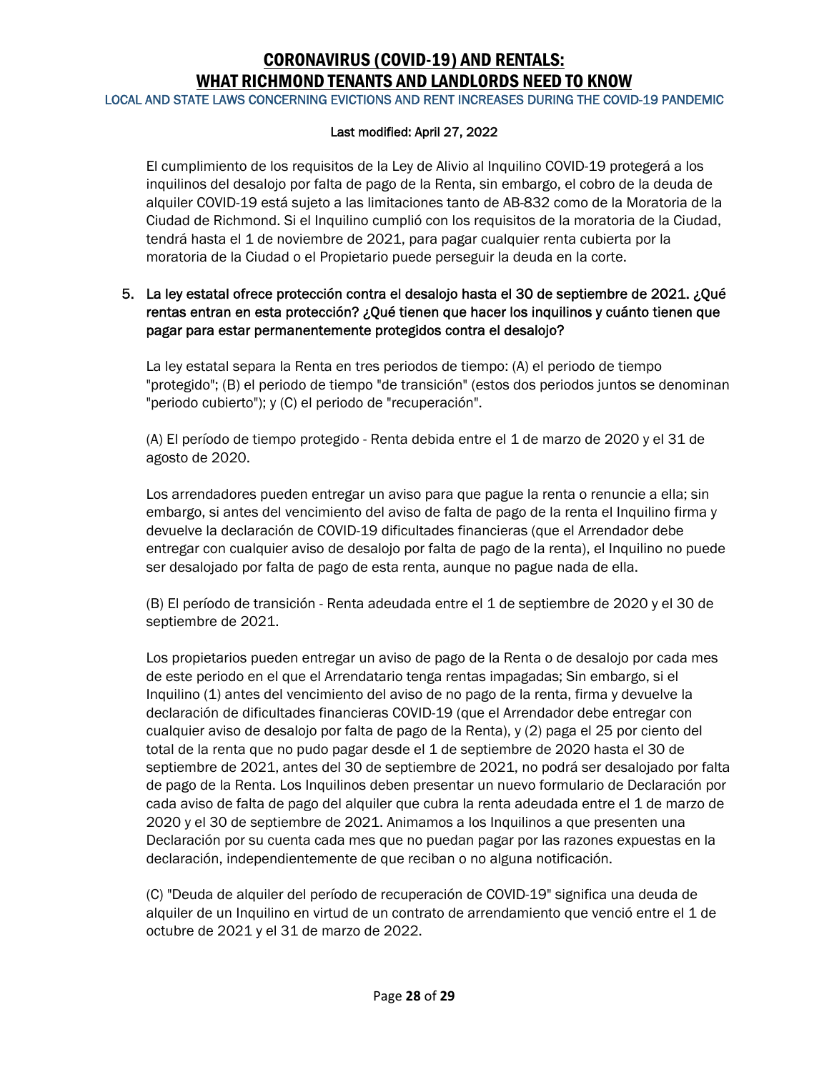El cumplimiento de los requisitos de la Ley de Alivio al Inquilino COVID-19 protegerá a los inquilinos del desalojo por falta de pago de la Renta, sin embargo, el cobro de la deuda de alquiler COVID-19 está sujeto a las limitaciones tanto de AB-832 como de la Moratoria de la Ciudad de Richmond. Si el Inquilino cumplió con los requisitos de la moratoria de la Ciudad, tendrá hasta el 1 de noviembre de 2021, para pagar cualquier renta cubierta por la moratoria de la Ciudad o el Propietario puede perseguir la deuda en la corte.

5. La ley estatal ofrece protección contra el desalojo hasta el 30 de septiembre de 2021. ¿Qué rentas entran en esta protección? ¿Qué tienen que hacer los inquilinos y cuánto tienen que pagar para estar permanentemente protegidos contra el desalojo?

   La ley estatal separa la Renta en tres periodos de tiempo: (A) el periodo de tiempo "protegido"; (B) el periodo de tiempo "de transición" (estos dos periodos juntos se denominan "periodo cubierto"); y (C) el periodo de "recuperación".

   (A) El período de tiempo protegido - Renta debida entre el 1 de marzo de 2020 y el 31 de agosto de 2020.

   Los arrendadores pueden entregar un aviso para que pague la renta o renuncie a ella; sin embargo, si antes del vencimiento del aviso de falta de pago de la renta el Inquilino firma y devuelve la declaración de COVID-19 dificultades financieras (que el Arrendador debe entregar con cualquier aviso de desalojo por falta de pago de la renta), el Inquilino no puede ser desalojado por falta de pago de esta renta, aunque no pague nada de ella.

   (B) El período de transición - Renta adeudada entre el 1 de septiembre de 2020 y el 30 de septiembre de 2021.

   Los propietarios pueden entregar un aviso de pago de la Renta o de desalojo por cada mes de este periodo en el que el Arrendatario tenga rentas impagadas; Sin embargo, si el Inquilino (1) antes del vencimiento del aviso de no pago de la renta, firma y devuelve la declaración de dificultades financieras COVID-19 (que el Arrendador debe entregar con cualquier aviso de desalojo por falta de pago de la Renta), y (2) paga el 25 por ciento del total de la renta que no pudo pagar desde el 1 de septiembre de 2020 hasta el 30 de septiembre de 2021, antes del 30 de septiembre de 2021, no podrá ser desalojado por falta de pago de la Renta. Los Inquilinos deben presentar un nuevo formulario de Declaración por cada aviso de falta de pago del alquiler que cubra la renta adeudada entre el 1 de marzo de 2020 y el 30 de septiembre de 2021. Animamos a los Inquilinos a que presenten una Declaración por su cuenta cada mes que no puedan pagar por las razones expuestas en la declaración, independientemente de que reciban o no alguna notificación.

   (C) "Deuda de alquiler del período de recuperación de COVID-19" significa una deuda de alquiler de un Inquilino en virtud de un contrato de arrendamiento que venció entre el 1 de octubre de 2021 y el 31 de marzo de 2022.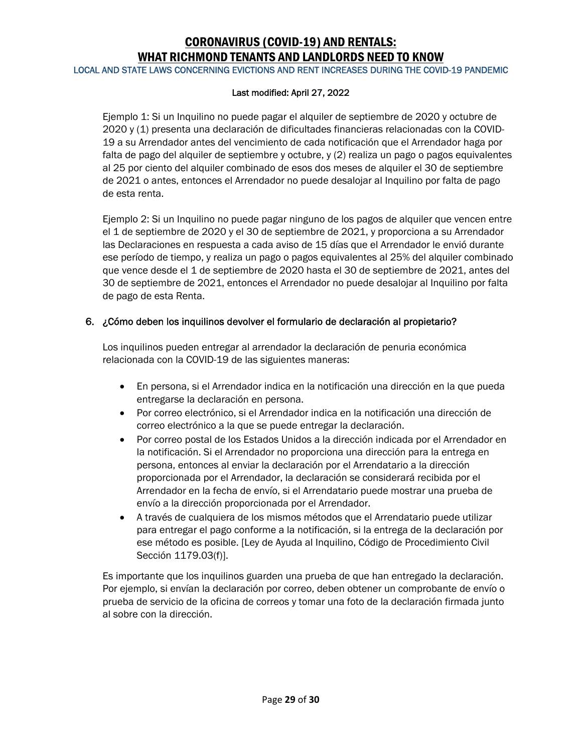Ejemplo 1: Si un Inquilino no puede pagar el alquiler de septiembre de 2020 y octubre de 2020 y (1) presenta una declaración de dificultades financieras relacionadas con la COVID-19 a su Arrendador antes del vencimiento de cada notificación que el Arrendador haga por falta de pago del alquiler de septiembre y octubre, y (2) realiza un pago o pagos equivalentes al 25 por ciento del alquiler combinado de esos dos meses de alquiler el 30 de septiembre de 2021 o antes, entonces el Arrendador no puede desalojar al Inquilino por falta de pago de esta renta.

Ejemplo 2: Si un Inquilino no puede pagar ninguno de los pagos de alquiler que vencen entre el 1 de septiembre de 2020 y el 30 de septiembre de 2021, y proporciona a su Arrendador las Declaraciones en respuesta a cada aviso de 15 días que el Arrendador le envió durante ese período de tiempo, y realiza un pago o pagos equivalentes al 25% del alquiler combinado que vence desde el 1 de septiembre de 2020 hasta el 30 de septiembre de 2021, antes del 30 de septiembre de 2021, entonces el Arrendador no puede desalojar al Inquilino por falta de pago de esta Renta.

6. ¿Cómo deben los inquilinos devolver el formulario de declaración al propietario?

   Los inquilinos pueden entregar al arrendador la declaración de penuria económica relacionada con la COVID-19 de las siguientes maneras:

   - En persona, si el Arrendador indica en la notificación una dirección en la que pueda entregarse la declaración en persona.
   - Por correo electrónico, si el Arrendador indica en la notificación una dirección de correo electrónico a la que se puede entregar la declaración.
   - Por correo postal de los Estados Unidos a la dirección indicada por el Arrendador en la notificación. Si el Arrendador no proporciona una dirección para la entrega en persona, entonces al enviar la declaración por el Arrendatario a la dirección proporcionada por el Arrendador, la declaración se considerará recibida por el Arrendador en la fecha de envío, si el Arrendatario puede mostrar una prueba de envío a la dirección proporcionada por el Arrendador.
   - A través de cualquiera de los mismos métodos que el Arrendatario puede utilizar para entregar el pago conforme a la notificación, si la entrega de la declaración por ese método es posible. [Ley de Ayuda al Inquilino, Código de Procedimiento Civil Sección 1179.03(f)].

   Es importante que los inquilinos guarden una prueba de que han entregado la declaración. Por ejemplo, si envían la declaración por correo, deben obtener un comprobante de envío o prueba de servicio de la oficina de correos y tomar una foto de la declaración firmada junto al sobre con la dirección.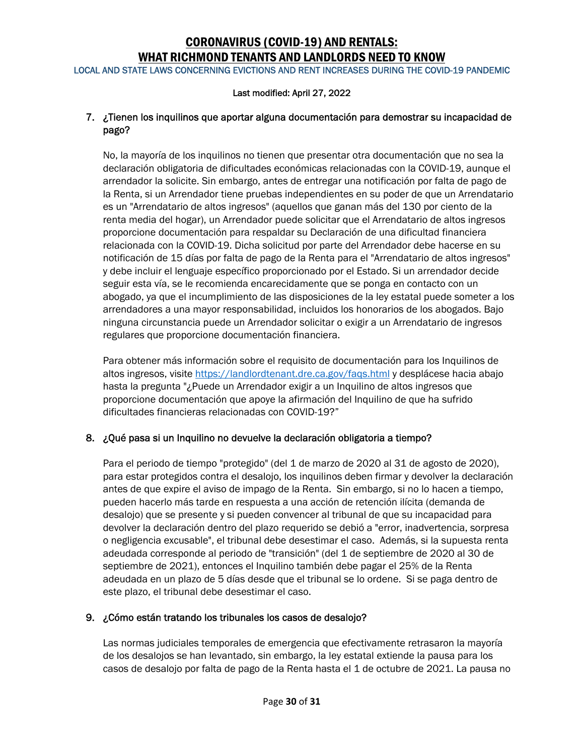7. ¿Tienen los inquilinos que aportar alguna documentación para demostrar su incapacidad de pago?

   No, la mayoría de los inquilinos no tienen que presentar otra documentación que no sea la declaración obligatoria de dificultades económicas relacionadas con la COVID-19, aunque el arrendador la solicite. Sin embargo, antes de entregar una notificación por falta de pago de la Renta, si un Arrendador tiene pruebas independientes en su poder de que un Arrendatario es un "Arrendatario de altos ingresos" (aquellos que ganan más del 130 por ciento de la renta media del hogar), un Arrendador puede solicitar que el Arrendatario de altos ingresos proporcione documentación para respaldar su Declaración de una dificultad financiera relacionada con la COVID-19. Dicha solicitud por parte del Arrendador debe hacerse en su notificación de 15 días por falta de pago de la Renta para el "Arrendatario de altos ingresos" y debe incluir el lenguaje específico proporcionado por el Estado. Si un arrendador decide seguir esta vía, se le recomienda encarecidamente que se ponga en contacto con un abogado, ya que el incumplimiento de las disposiciones de la ley estatal puede someter a los arrendadores a una mayor responsabilidad, incluidos los honorarios de los abogados. Bajo ninguna circunstancia puede un Arrendador solicitar o exigir a un Arrendatario de ingresos regulares que proporcione documentación financiera.

   Para obtener más información sobre el requisito de documentación para los Inquilinos de altos ingresos, visite [https://landlordtenant.dre.ca.gov/faqs.html](https://landlordtenant.dre.ca.gov/faqs.html) y desplácese hacia abajo hasta la pregunta "¿Puede un Arrendador exigir a un Inquilino de altos ingresos que proporcione documentación que apoye la afirmación del Inquilino de que ha sufrido dificultades financieras relacionadas con COVID-19?"

8. ¿Qué pasa si un Inquilino no devuelve la declaración obligatoria a tiempo?

   Para el periodo de tiempo "protegido" (del 1 de marzo de 2020 al 31 de agosto de 2020), para estar protegidos contra el desalojo, los inquilinos deben firmar y devolver la declaración antes de que expire el aviso de impago de la Renta. Sin embargo, si no lo hacen a tiempo, pueden hacerlo más tarde en respuesta a una acción de retención ilícita (demanda de desalojo) que se presente y si pueden convencer al tribunal de que su incapacidad para devolver la declaración dentro del plazo requerido se debió a "error, inadvertencia, sorpresa o negligencia excusable", el tribunal debe desestimar el caso. Además, si la supuesta renta adeudada corresponde al periodo de "transición" (del 1 de septiembre de 2020 al 30 de septiembre de 2021), entonces el Inquilino también debe pagar el 25% de la Renta adeudada en un plazo de 5 días desde que el tribunal se lo ordene. Si se paga dentro de este plazo, el tribunal debe desestimar el caso.

9. ¿Cómo están tratando los tribunales los casos de desalojo?

   Las normas judiciales temporales de emergencia que efectivamente retrasaron la mayoría de los desalojos se han levantado, sin embargo, la ley estatal extiende la pausa para los casos de desalojo por falta de pago de la Renta hasta el 1 de octubre de 2021. La pausa no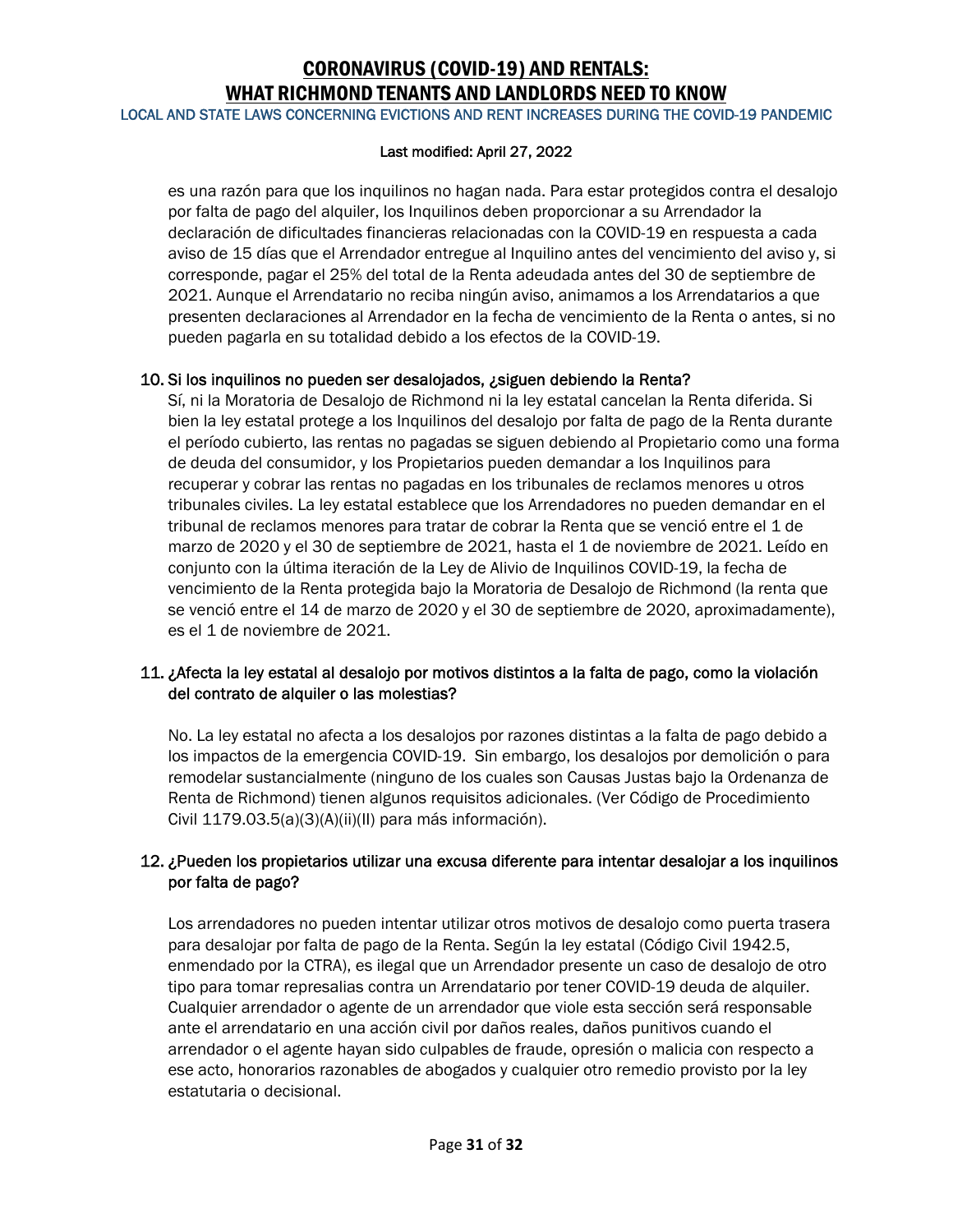es una razón para que los inquilinos no hagan nada. Para estar protegidos contra el desalojo por falta de pago del alquiler, los Inquilinos deben proporcionar a su Arrendador la declaración de dificultades financieras relacionadas con la COVID-19 en respuesta a cada aviso de 15 días que el Arrendador entregue al Inquilino antes del vencimiento del aviso y, si corresponde, pagar el 25% del total de la Renta adeudada antes del 30 de septiembre de 2021. Aunque el Arrendatario no reciba ningún aviso, animamos a los Arrendatarios a que presenten declaraciones al Arrendador en la fecha de vencimiento de la Renta o antes, si no pueden pagarla en su totalidad debido a los efectos de la COVID-19.

10. Si los inquilinos no pueden ser desalojados, ¿siguen debiendo la Renta?

Sí, ni la Moratoria de Desalojo de Richmond ni la ley estatal cancelan la Renta diferida. Si bien la ley estatal protege a los Inquilinos del desalojo por falta de pago de la Renta durante el período cubierto, las rentas no pagadas se siguen debiendo al Propietario como una forma de deuda del consumidor, y los Propietarios pueden demandar a los Inquilinos para recuperar y cobrar las rentas no pagadas en los tribunales de reclamos menores u otros tribunales civiles. La ley estatal establece que los Arrendadores no pueden demandar en el tribunal de reclamos menores para tratar de cobrar la Renta que se venció entre el 1 de marzo de 2020 y el 30 de septiembre de 2021, hasta el 1 de noviembre de 2021. Leído en conjunto con la última iteración de la Ley de Alivio de Inquilinos COVID-19, la fecha de vencimiento de la Renta protegida bajo la Moratoria de Desalojo de Richmond (la renta que se venció entre el 14 de marzo de 2020 y el 30 de septiembre de 2020, aproximadamente), es el 1 de noviembre de 2021.

11. ¿Afecta la ley estatal al desalojo por motivos distintos a la falta de pago, como la violación del contrato de alquiler o las molestias?

No. La ley estatal no afecta a los desalojos por razones distintas a la falta de pago debido a los impactos de la emergencia COVID-19. Sin embargo, los desalojos por demolición o para remodelar sustancialmente (ninguno de los cuales son Causas Justas bajo la Ordenanza de Renta de Richmond) tienen algunos requisitos adicionales. (Ver Código de Procedimiento Civil 1179.03.5(a)(3)(A)(ii)(II) para más información).

12. ¿Pueden los propietarios utilizar una excusa diferente para intentar desalojar a los inquilinos por falta de pago?

Los arrendadores no pueden intentar utilizar otros motivos de desalojo como puerta trasera para desalojar por falta de pago de la Renta. Según la ley estatal (Código Civil 1942.5, enmendado por la CTRA), es ilegal que un Arrendador presente un caso de desalojo de otro tipo para tomar represalias contra un Arrendatario por tener COVID-19 deuda de alquiler. Cualquier arrendador o agente de un arrendador que viole esta sección será responsable ante el arrendatario en una acción civil por daños reales, daños punitivos cuando el arrendador o el agente hayan sido culpables de fraude, opresión o malicia con respecto a ese acto, honorarios razonables de abogados y cualquier otro remedio provisto por la ley estatutaria o decisional.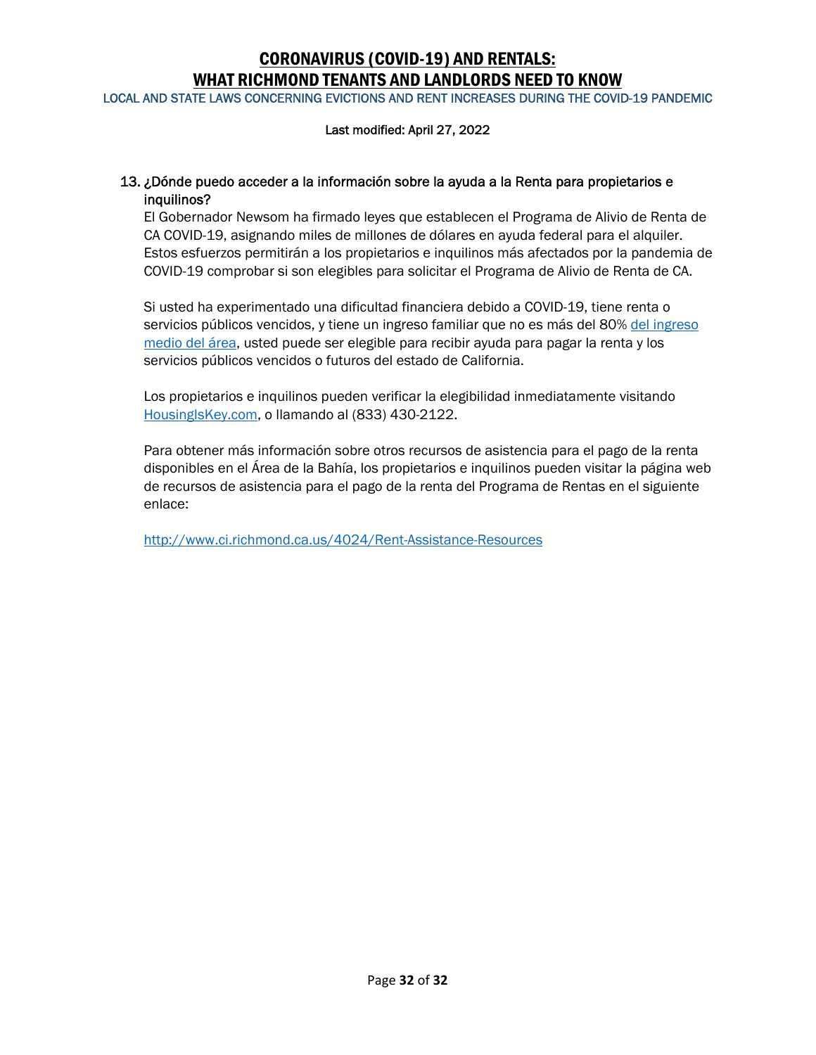13. ¿Dónde puedo acceder a la información sobre la ayuda a la Renta para propietarios e inquilinos?

    El Gobernador Newsom ha firmado leyes que establecen el Programa de Alivio de Renta de CA COVID-19, asignando miles de millones de dólares en ayuda federal para el alquiler. Estos esfuerzos permitirán a los propietarios e inquilinos más afectados por la pandemia de COVID-19 comprobar si son elegibles para solicitar el Programa de Alivio de Renta de CA.

    Si usted ha experimentado una dificultad financiera debido a COVID-19, tiene renta o servicios públicos vencidos, y tiene un ingreso familiar que no es más del 80% del ingreso medio del área, usted puede ser elegible para recibir ayuda para pagar la renta y los servicios públicos vencidos o futuros del estado de California.

    Los propietarios e inquilinos pueden verificar la elegibilidad inmediatamente visitando HousingIsKey.com, o llamando al (833) 430-2122.

    Para obtener más información sobre otros recursos de asistencia para el pago de la renta disponibles en el Área de la Bahía, los propietarios e inquilinos pueden visitar la página web de recursos de asistencia para el pago de la renta del Programa de Rentas en el siguiente enlace:

    http://www.ci.richmond.ca.us/4024/Rent-Assistance-Resources